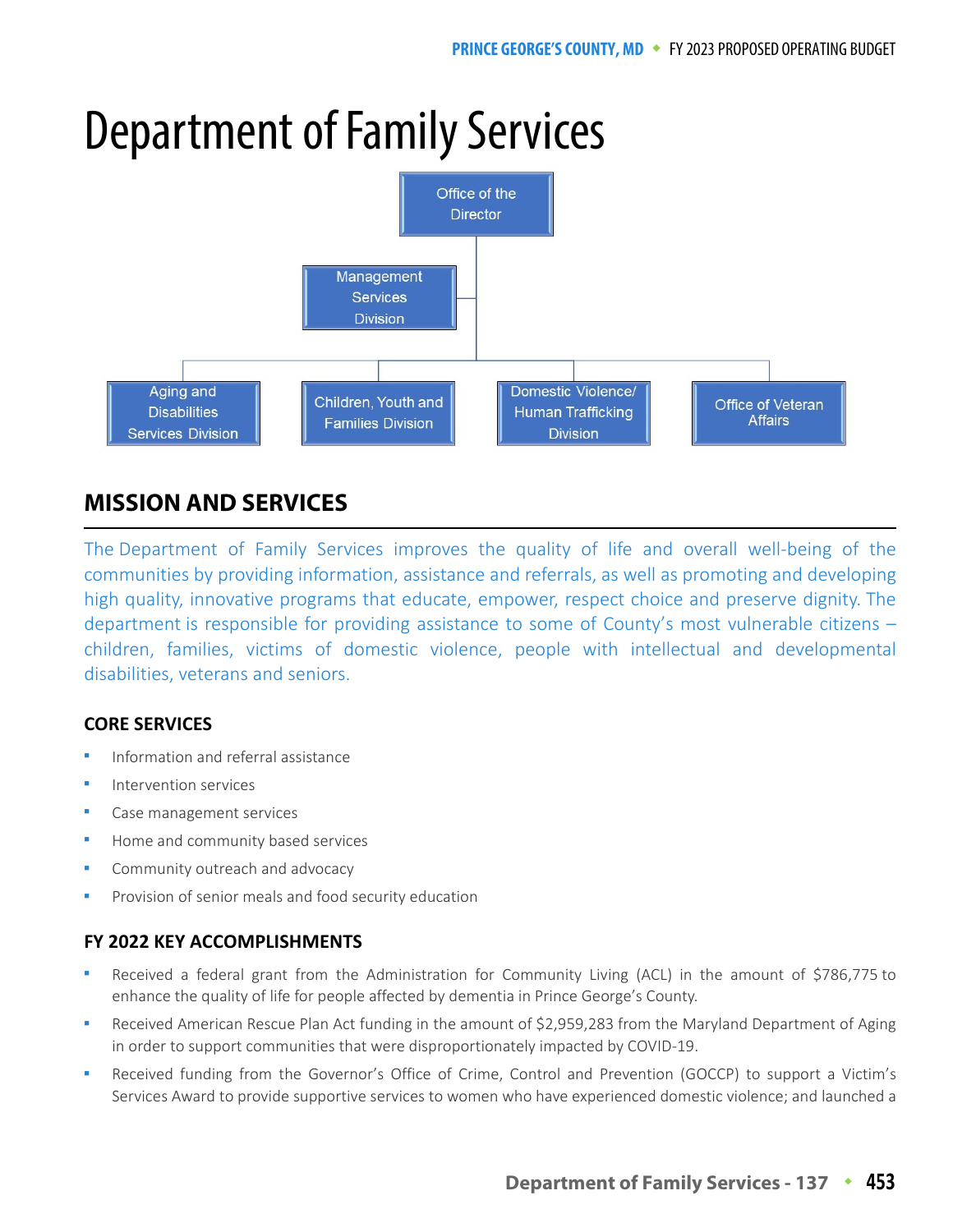# Department of Family Services

Office of the Director

- Management Services Division
- Aging and Disabilities Services Division
- Children, Youth and Families Division
- Domestic Violence/ Human Trafficking Division
- Office of Veteran Affairs

## MISSION AND SERVICES

The Department of Family Services improves the quality of life and overall well-being of the communities by providing information, assistance and referrals, as well as promoting and developing high quality, innovative programs that educate, empower, respect choice and preserve dignity. The department is responsible for providing assistance to some of County's most vulnerable citizens – children, families, victims of domestic violence, people with intellectual and developmental disabilities, veterans and seniors.

### CORE SERVICES

- Information and referral assistance
- Intervention services
- Case management services
- Home and community based services
- Community outreach and advocacy
- Provision of senior meals and food security education

### FY 2022 KEY ACCOMPLISHMENTS

- Received a federal grant from the Administration for Community Living (ACL) in the amount of $786,775 to enhance the quality of life for people affected by dementia in Prince George's County.
- Received American Rescue Plan Act funding in the amount of $2,959,283 from the Maryland Department of Aging in order to support communities that were disproportionately impacted by COVID-19.
- Received funding from the Governor's Office of Crime, Control and Prevention (GOCCP) to support a Victim's Services Award to provide supportive services to women who have experienced domestic violence; and launched a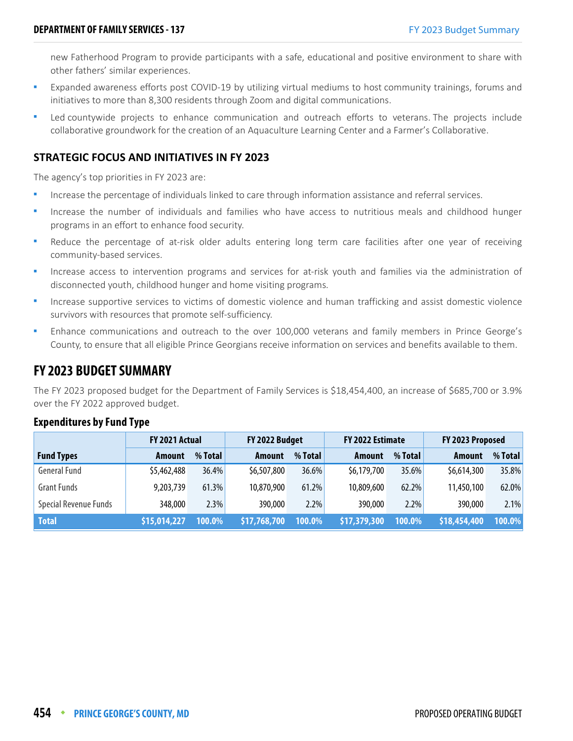new Fatherhood Program to provide participants with a safe, educational and positive environment to share with other fathers' similar experiences.

- Expanded awareness efforts post COVID-19 by utilizing virtual mediums to host community trainings, forums and initiatives to more than 8,300 residents through Zoom and digital communications.
- Led countywide projects to enhance communication and outreach efforts to veterans. The projects include collaborative groundwork for the creation of an Aquaculture Learning Center and a Farmer's Collaborative.

### STRATEGIC FOCUS AND INITIATIVES IN FY 2023

The agency's top priorities in FY 2023 are:

- Increase the percentage of individuals linked to care through information assistance and referral services.
- Increase the number of individuals and families who have access to nutritious meals and childhood hunger programs in an effort to enhance food security.
- Reduce the percentage of at-risk older adults entering long term care facilities after one year of receiving community-based services.
- Increase access to intervention programs and services for at-risk youth and families via the administration of disconnected youth, childhood hunger and home visiting programs.
- Increase supportive services to victims of domestic violence and human trafficking and assist domestic violence survivors with resources that promote self-sufficiency.
- Enhance communications and outreach to the over 100,000 veterans and family members in Prince George's County, to ensure that all eligible Prince Georgians receive information on services and benefits available to them.

## FY 2023 BUDGET SUMMARY

The FY 2023 proposed budget for the Department of Family Services is $18,454,400, an increase of $685,700 or 3.9% over the FY 2022 approved budget.

### Expenditures by Fund Type

| | FY 2021 Actual | | FY 2022 Budget | | FY 2022 Estimate | | FY 2023 Proposed | |
|---|---|---|---|---|---|---|---|---|
| **Fund Types** | **Amount** | **% Total** | **Amount** | **% Total** | **Amount** | **% Total** | **Amount** | **% Total** |
| General Fund | $5,462,488 | 36.4% | $6,507,800 | 36.6% | $6,179,700 | 35.6% | $6,614,300 | 35.8% |
| Grant Funds | 9,203,739 | 61.3% | 10,870,900 | 61.2% | 10,809,600 | 62.2% | 11,450,100 | 62.0% |
| Special Revenue Funds | 348,000 | 2.3% | 390,000 | 2.2% | 390,000 | 2.2% | 390,000 | 2.1% |
| **Total** | **$15,014,227** | **100.0%** | **$17,768,700** | **100.0%** | **$17,379,300** | **100.0%** | **$18,454,400** | **100.0%** |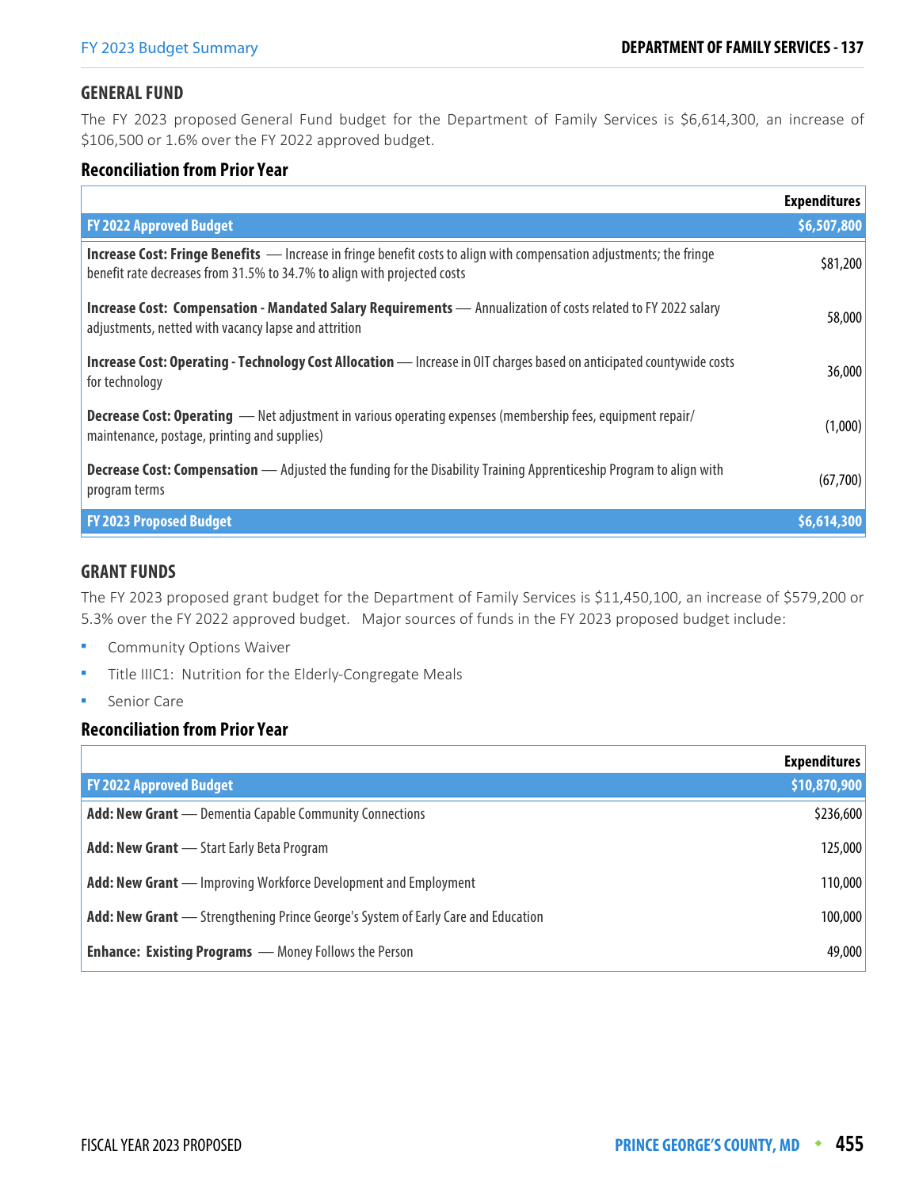## GENERAL FUND

The FY 2023 proposed General Fund budget for the Department of Family Services is $6,614,300, an increase of $106,500 or 1.6% over the FY 2022 approved budget.

### Reconciliation from Prior Year

| | Expenditures |
|---|---|
| **FY 2022 Approved Budget** | **$6,507,800** |
| **Increase Cost: Fringe Benefits** — Increase in fringe benefit costs to align with compensation adjustments; the fringe benefit rate decreases from 31.5% to 34.7% to align with projected costs | $81,200 |
| **Increase Cost: Compensation - Mandated Salary Requirements** — Annualization of costs related to FY 2022 salary adjustments, netted with vacancy lapse and attrition | 58,000 |
| **Increase Cost: Operating - Technology Cost Allocation** — Increase in OIT charges based on anticipated countywide costs for technology | 36,000 |
| **Decrease Cost: Operating** — Net adjustment in various operating expenses (membership fees, equipment repair/ maintenance, postage, printing and supplies) | (1,000) |
| **Decrease Cost: Compensation** — Adjusted the funding for the Disability Training Apprenticeship Program to align with program terms | (67,700) |
| **FY 2023 Proposed Budget** | **$6,614,300** |

## GRANT FUNDS

The FY 2023 proposed grant budget for the Department of Family Services is $11,450,100, an increase of $579,200 or 5.3% over the FY 2022 approved budget. Major sources of funds in the FY 2023 proposed budget include:

- Community Options Waiver
- Title IIIC1: Nutrition for the Elderly-Congregate Meals
- Senior Care

### Reconciliation from Prior Year

| | Expenditures |
|---|---|
| **FY 2022 Approved Budget** | **$10,870,900** |
| **Add: New Grant** — Dementia Capable Community Connections | $236,600 |
| **Add: New Grant** — Start Early Beta Program | 125,000 |
| **Add: New Grant** — Improving Workforce Development and Employment | 110,000 |
| **Add: New Grant** — Strengthening Prince George's System of Early Care and Education | 100,000 |
| **Enhance: Existing Programs** — Money Follows the Person | 49,000 |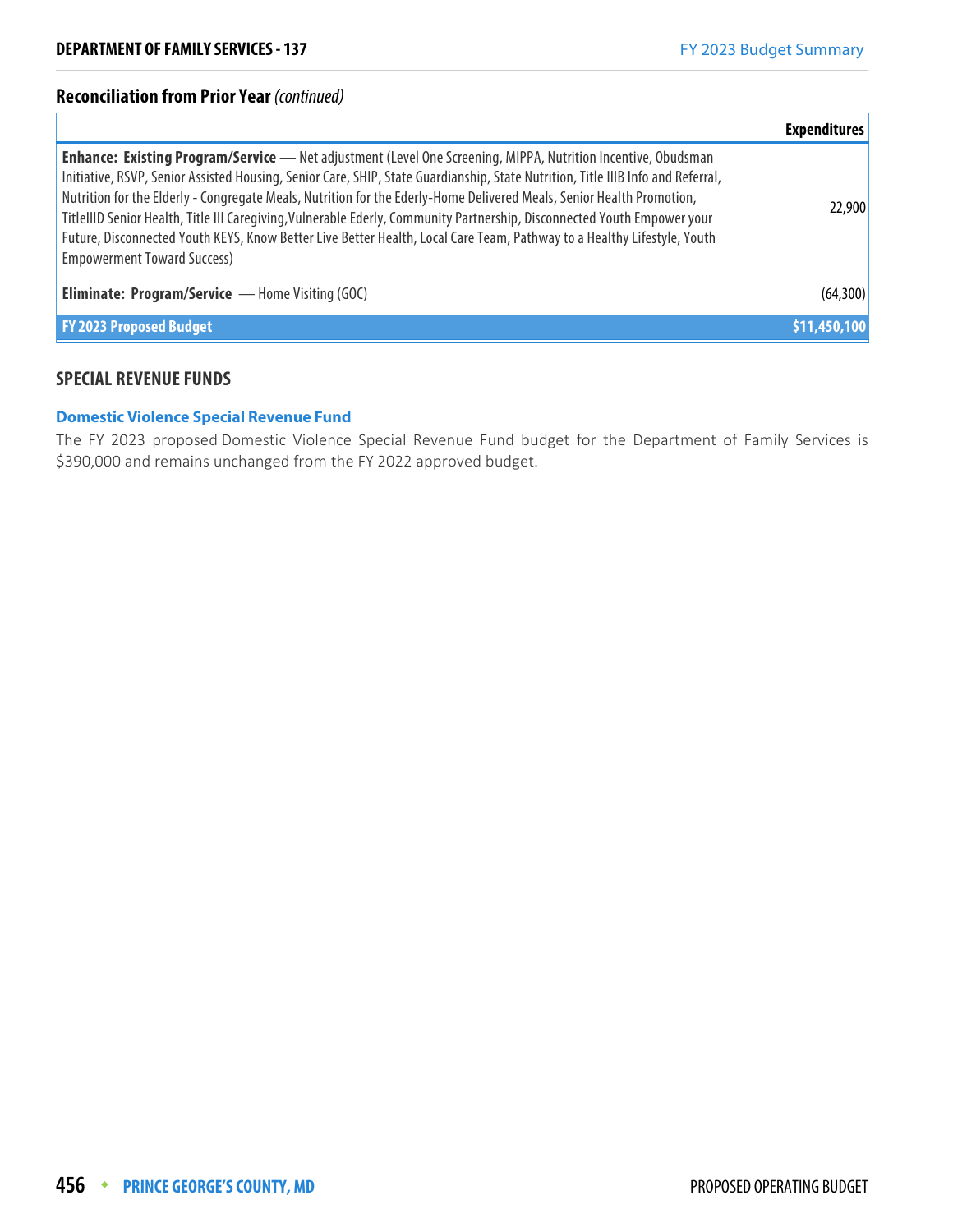## Reconciliation from Prior Year *(continued)*

| | Expenditures |
|---|---|
| **Enhance: Existing Program/Service** — Net adjustment (Level One Screening, MIPPA, Nutrition Incentive, Obudsman Initiative, RSVP, Senior Assisted Housing, Senior Care, SHIP, State Guardianship, State Nutrition, Title IIIB Info and Referral, Nutrition for the Elderly - Congregate Meals, Nutrition for the Ederly-Home Delivered Meals, Senior Health Promotion, TitleIIID Senior Health, Title III Caregiving,Vulnerable Ederly, Community Partnership, Disconnected Youth Empower your Future, Disconnected Youth KEYS, Know Better Live Better Health, Local Care Team, Pathway to a Healthy Lifestyle, Youth Empowerment Toward Success) | 22,900 |
| **Eliminate: Program/Service** — Home Visiting (GOC) | (64,300) |
| **FY 2023 Proposed Budget** | **$11,450,100** |

## SPECIAL REVENUE FUNDS

### Domestic Violence Special Revenue Fund

The FY 2023 proposed Domestic Violence Special Revenue Fund budget for the Department of Family Services is $390,000 and remains unchanged from the FY 2022 approved budget.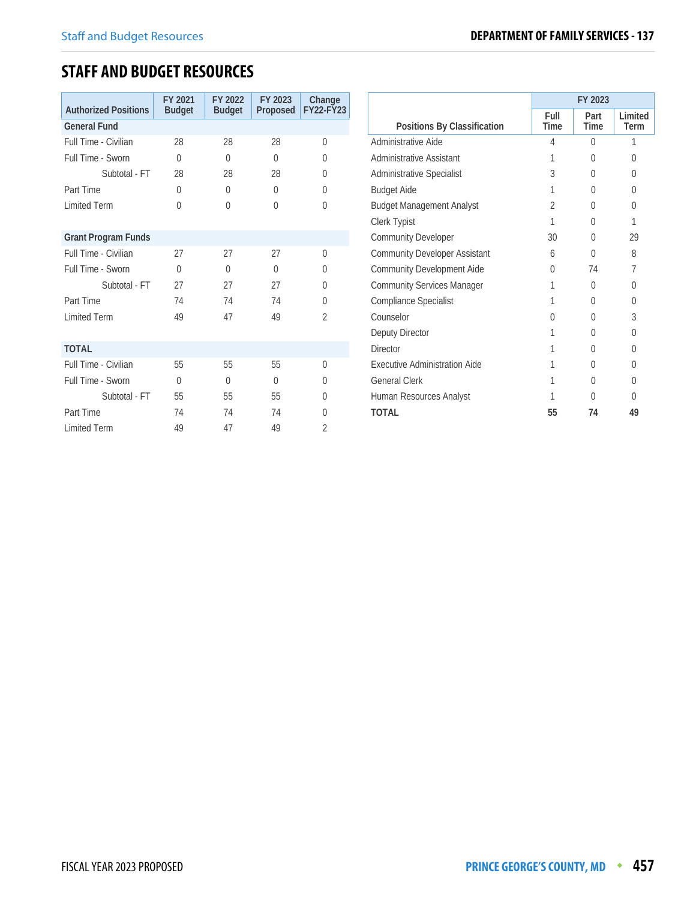# STAFF AND BUDGET RESOURCES

| Authorized Positions | FY 2021 Budget | FY 2022 Budget | FY 2023 Proposed | Change FY22-FY23 |
|---|---|---|---|---|
| **General Fund** | | | | |
| Full Time - Civilian | 28 | 28 | 28 | 0 |
| Full Time - Sworn | 0 | 0 | 0 | 0 |
| Subtotal - FT | 28 | 28 | 28 | 0 |
| Part Time | 0 | 0 | 0 | 0 |
| Limited Term | 0 | 0 | 0 | 0 |
| | | | | |
| **Grant Program Funds** | | | | |
| Full Time - Civilian | 27 | 27 | 27 | 0 |
| Full Time - Sworn | 0 | 0 | 0 | 0 |
| Subtotal - FT | 27 | 27 | 27 | 0 |
| Part Time | 74 | 74 | 74 | 0 |
| Limited Term | 49 | 47 | 49 | 2 |
| | | | | |
| **TOTAL** | | | | |
| Full Time - Civilian | 55 | 55 | 55 | 0 |
| Full Time - Sworn | 0 | 0 | 0 | 0 |
| Subtotal - FT | 55 | 55 | 55 | 0 |
| Part Time | 74 | 74 | 74 | 0 |
| Limited Term | 49 | 47 | 49 | 2 |

| Positions By Classification | FY 2023 | | |
|---|---|---|---|
| | Full Time | Part Time | Limited Term |
| Administrative Aide | 4 | 0 | 1 |
| Administrative Assistant | 1 | 0 | 0 |
| Administrative Specialist | 3 | 0 | 0 |
| Budget Aide | 1 | 0 | 0 |
| Budget Management Analyst | 2 | 0 | 0 |
| Clerk Typist | 1 | 0 | 1 |
| Community Developer | 30 | 0 | 29 |
| Community Developer Assistant | 6 | 0 | 8 |
| Community Development Aide | 0 | 74 | 7 |
| Community Services Manager | 1 | 0 | 0 |
| Compliance Specialist | 1 | 0 | 0 |
| Counselor | 0 | 0 | 3 |
| Deputy Director | 1 | 0 | 0 |
| Director | 1 | 0 | 0 |
| Executive Administration Aide | 1 | 0 | 0 |
| General Clerk | 1 | 0 | 0 |
| Human Resources Analyst | 1 | 0 | 0 |
| **TOTAL** | **55** | **74** | **49** |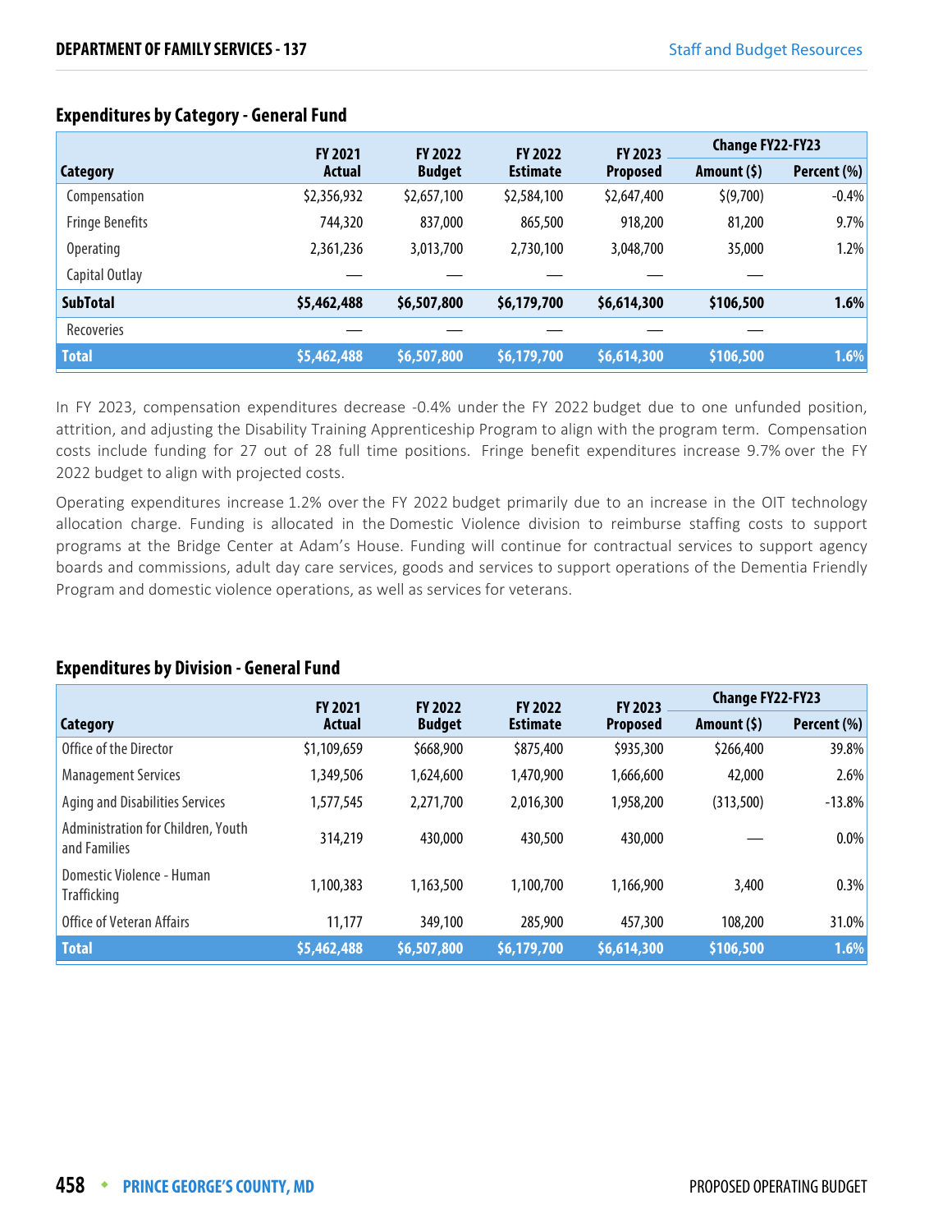## Expenditures by Category - General Fund

| Category | FY 2021 Actual | FY 2022 Budget | FY 2022 Estimate | FY 2023 Proposed | Change FY22-FY23 Amount ($) | Change FY22-FY23 Percent (%) |
|---|---|---|---|---|---|---|
| Compensation | $2,356,932 | $2,657,100 | $2,584,100 | $2,647,400 | $(9,700) | -0.4% |
| Fringe Benefits | 744,320 | 837,000 | 865,500 | 918,200 | 81,200 | 9.7% |
| Operating | 2,361,236 | 3,013,700 | 2,730,100 | 3,048,700 | 35,000 | 1.2% |
| Capital Outlay | — | — | — | — | — | |
| **SubTotal** | **$5,462,488** | **$6,507,800** | **$6,179,700** | **$6,614,300** | **$106,500** | **1.6%** |
| Recoveries | — | — | — | — | — | |
| **Total** | **$5,462,488** | **$6,507,800** | **$6,179,700** | **$6,614,300** | **$106,500** | **1.6%** |

In FY 2023, compensation expenditures decrease -0.4% under the FY 2022 budget due to one unfunded position, attrition, and adjusting the Disability Training Apprenticeship Program to align with the program term. Compensation costs include funding for 27 out of 28 full time positions. Fringe benefit expenditures increase 9.7% over the FY 2022 budget to align with projected costs.

Operating expenditures increase 1.2% over the FY 2022 budget primarily due to an increase in the OIT technology allocation charge. Funding is allocated in the Domestic Violence division to reimburse staffing costs to support programs at the Bridge Center at Adam's House. Funding will continue for contractual services to support agency boards and commissions, adult day care services, goods and services to support operations of the Dementia Friendly Program and domestic violence operations, as well as services for veterans.

## Expenditures by Division - General Fund

| Category | FY 2021 Actual | FY 2022 Budget | FY 2022 Estimate | FY 2023 Proposed | Change FY22-FY23 Amount ($) | Change FY22-FY23 Percent (%) |
|---|---|---|---|---|---|---|
| Office of the Director | $1,109,659 | $668,900 | $875,400 | $935,300 | $266,400 | 39.8% |
| Management Services | 1,349,506 | 1,624,600 | 1,470,900 | 1,666,600 | 42,000 | 2.6% |
| Aging and Disabilities Services | 1,577,545 | 2,271,700 | 2,016,300 | 1,958,200 | (313,500) | -13.8% |
| Administration for Children, Youth and Families | 314,219 | 430,000 | 430,500 | 430,000 | — | 0.0% |
| Domestic Violence - Human Trafficking | 1,100,383 | 1,163,500 | 1,100,700 | 1,166,900 | 3,400 | 0.3% |
| Office of Veteran Affairs | 11,177 | 349,100 | 285,900 | 457,300 | 108,200 | 31.0% |
| **Total** | **$5,462,488** | **$6,507,800** | **$6,179,700** | **$6,614,300** | **$106,500** | **1.6%** |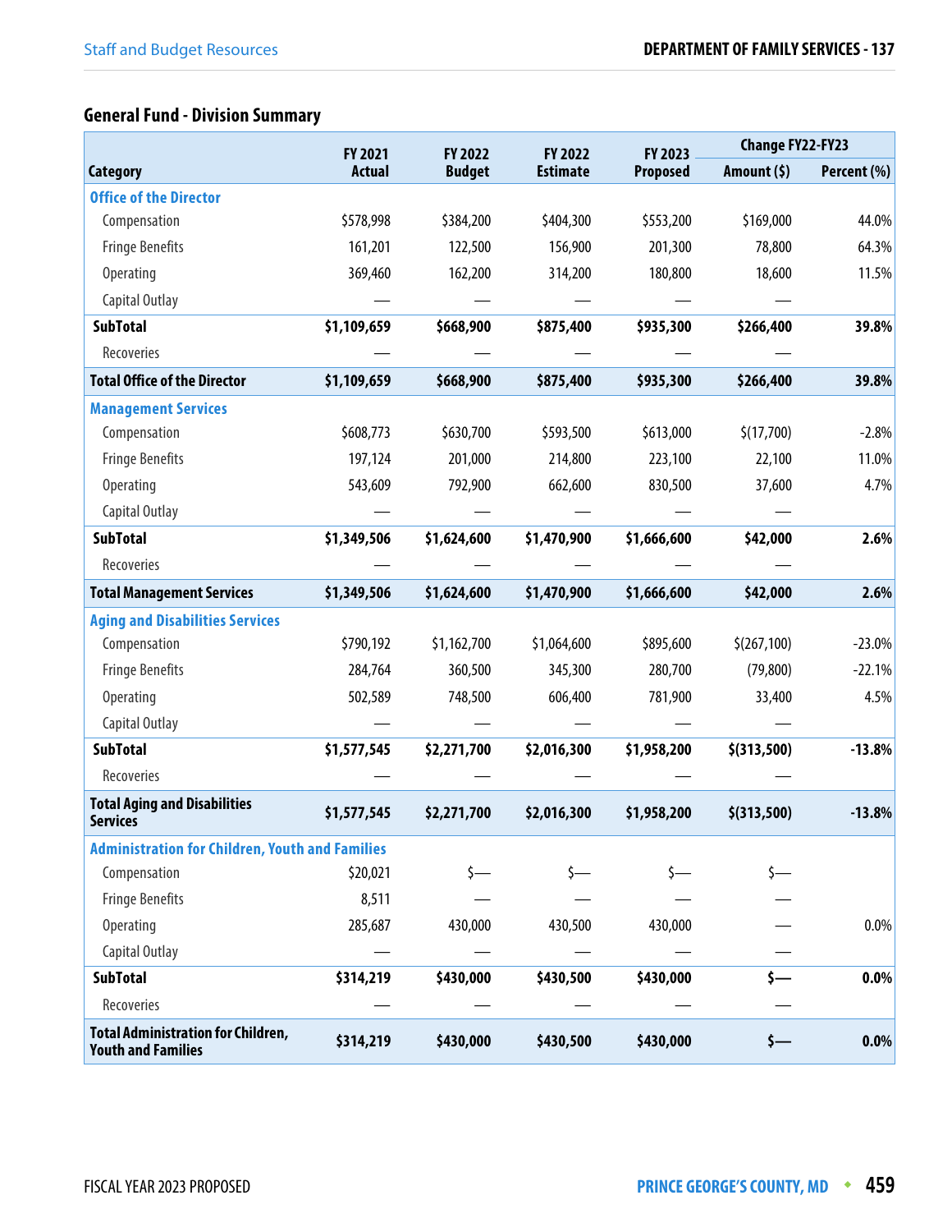## General Fund - Division Summary

| Category | FY 2021 Actual | FY 2022 Budget | FY 2022 Estimate | FY 2023 Proposed | Change FY22-FY23 Amount ($) | Change FY22-FY23 Percent (%) |
|---|---|---|---|---|---|---|
| **Office of the Director** | | | | | | |
| Compensation | $578,998 | $384,200 | $404,300 | $553,200 | $169,000 | 44.0% |
| Fringe Benefits | 161,201 | 122,500 | 156,900 | 201,300 | 78,800 | 64.3% |
| Operating | 369,460 | 162,200 | 314,200 | 180,800 | 18,600 | 11.5% |
| Capital Outlay | — | — | — | — | — | |
| **SubTotal** | **$1,109,659** | **$668,900** | **$875,400** | **$935,300** | **$266,400** | **39.8%** |
| Recoveries | — | — | — | — | — | |
| **Total Office of the Director** | **$1,109,659** | **$668,900** | **$875,400** | **$935,300** | **$266,400** | **39.8%** |
| **Management Services** | | | | | | |
| Compensation | $608,773 | $630,700 | $593,500 | $613,000 | $(17,700) | -2.8% |
| Fringe Benefits | 197,124 | 201,000 | 214,800 | 223,100 | 22,100 | 11.0% |
| Operating | 543,609 | 792,900 | 662,600 | 830,500 | 37,600 | 4.7% |
| Capital Outlay | — | — | — | — | — | |
| **SubTotal** | **$1,349,506** | **$1,624,600** | **$1,470,900** | **$1,666,600** | **$42,000** | **2.6%** |
| Recoveries | — | — | — | — | — | |
| **Total Management Services** | **$1,349,506** | **$1,624,600** | **$1,470,900** | **$1,666,600** | **$42,000** | **2.6%** |
| **Aging and Disabilities Services** | | | | | | |
| Compensation | $790,192 | $1,162,700 | $1,064,600 | $895,600 | $(267,100) | -23.0% |
| Fringe Benefits | 284,764 | 360,500 | 345,300 | 280,700 | (79,800) | -22.1% |
| Operating | 502,589 | 748,500 | 606,400 | 781,900 | 33,400 | 4.5% |
| Capital Outlay | — | — | — | — | — | |
| **SubTotal** | **$1,577,545** | **$2,271,700** | **$2,016,300** | **$1,958,200** | **$(313,500)** | **-13.8%** |
| Recoveries | — | — | — | — | — | |
| **Total Aging and Disabilities Services** | **$1,577,545** | **$2,271,700** | **$2,016,300** | **$1,958,200** | **$(313,500)** | **-13.8%** |
| **Administration for Children, Youth and Families** | | | | | | |
| Compensation | $20,021 | $— | $— | $— | $— | |
| Fringe Benefits | 8,511 | — | — | — | — | |
| Operating | 285,687 | 430,000 | 430,500 | 430,000 | — | 0.0% |
| Capital Outlay | — | — | — | — | — | |
| **SubTotal** | **$314,219** | **$430,000** | **$430,500** | **$430,000** | **$—** | **0.0%** |
| Recoveries | — | — | — | — | — | |
| **Total Administration for Children, Youth and Families** | **$314,219** | **$430,000** | **$430,500** | **$430,000** | **$—** | **0.0%** |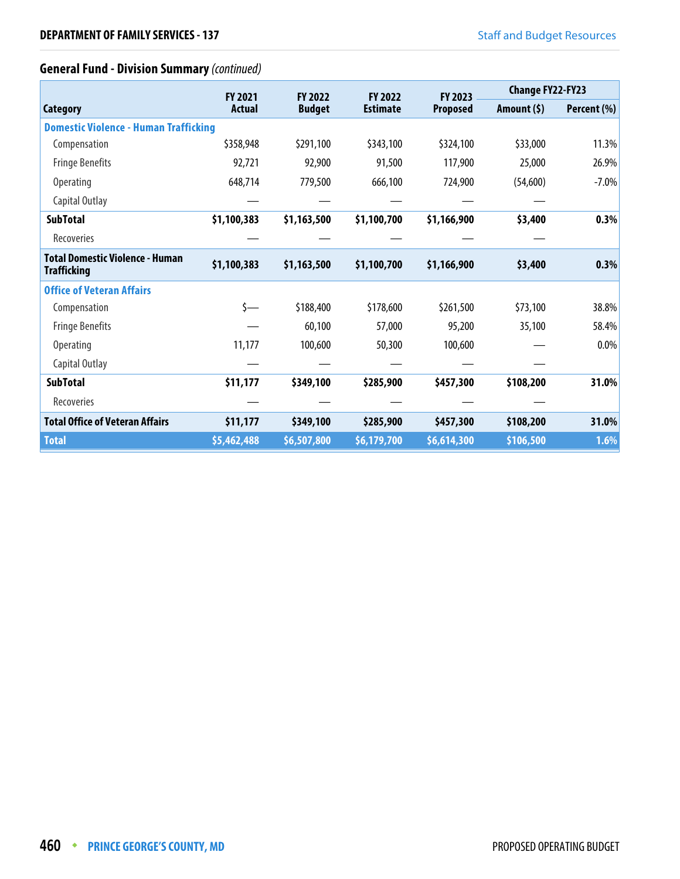## General Fund - Division Summary *(continued)*

| Category | FY 2021 Actual | FY 2022 Budget | FY 2022 Estimate | FY 2023 Proposed | Change FY22-FY23 Amount ($) | Change FY22-FY23 Percent (%) |
|---|---|---|---|---|---|---|
| **Domestic Violence - Human Trafficking** | | | | | | |
| Compensation | $358,948 | $291,100 | $343,100 | $324,100 | $33,000 | 11.3% |
| Fringe Benefits | 92,721 | 92,900 | 91,500 | 117,900 | 25,000 | 26.9% |
| Operating | 648,714 | 779,500 | 666,100 | 724,900 | (54,600) | -7.0% |
| Capital Outlay | — | — | — | — | — | |
| **SubTotal** | **$1,100,383** | **$1,163,500** | **$1,100,700** | **$1,166,900** | **$3,400** | **0.3%** |
| Recoveries | — | — | — | — | — | |
| **Total Domestic Violence - Human Trafficking** | **$1,100,383** | **$1,163,500** | **$1,100,700** | **$1,166,900** | **$3,400** | **0.3%** |
| **Office of Veteran Affairs** | | | | | | |
| Compensation | $— | $188,400 | $178,600 | $261,500 | $73,100 | 38.8% |
| Fringe Benefits | — | 60,100 | 57,000 | 95,200 | 35,100 | 58.4% |
| Operating | 11,177 | 100,600 | 50,300 | 100,600 | — | 0.0% |
| Capital Outlay | — | — | — | — | — | |
| **SubTotal** | **$11,177** | **$349,100** | **$285,900** | **$457,300** | **$108,200** | **31.0%** |
| Recoveries | — | — | — | — | — | |
| **Total Office of Veteran Affairs** | **$11,177** | **$349,100** | **$285,900** | **$457,300** | **$108,200** | **31.0%** |
| **Total** | **$5,462,488** | **$6,507,800** | **$6,179,700** | **$6,614,300** | **$106,500** | **1.6%** |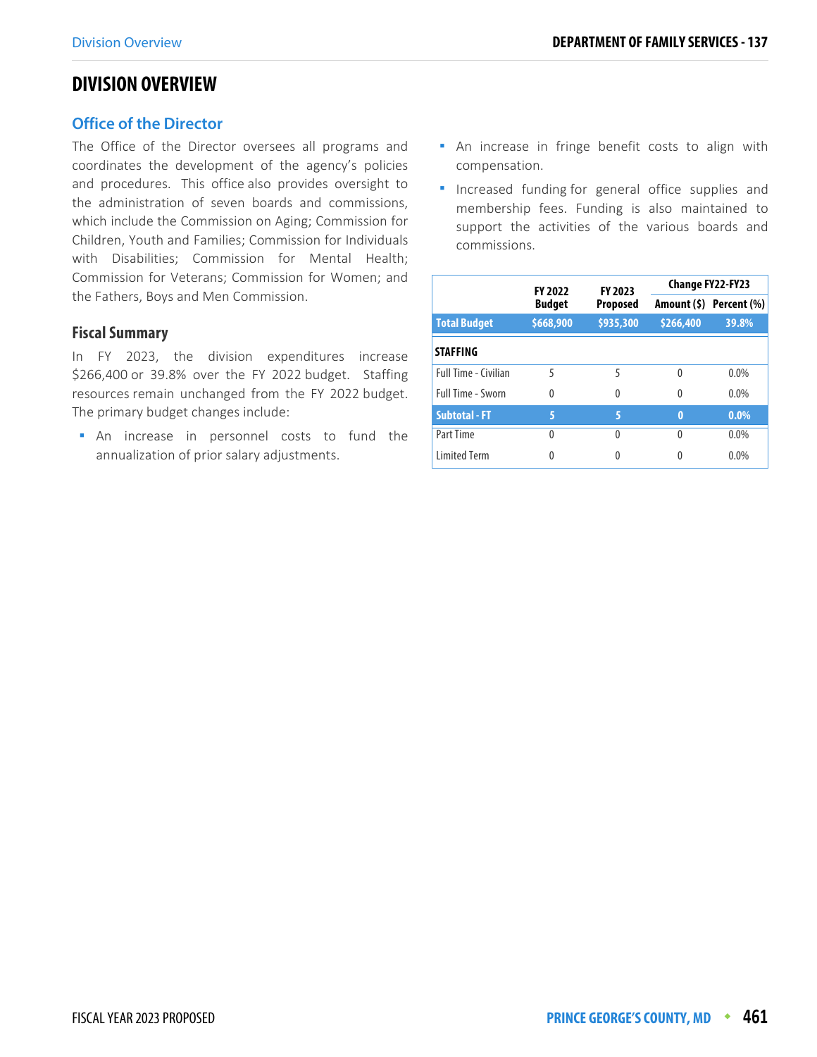# DIVISION OVERVIEW

## Office of the Director

The Office of the Director oversees all programs and coordinates the development of the agency's policies and procedures. This office also provides oversight to the administration of seven boards and commissions, which include the Commission on Aging; Commission for Children, Youth and Families; Commission for Individuals with Disabilities; Commission for Mental Health; Commission for Veterans; Commission for Women; and the Fathers, Boys and Men Commission.

### Fiscal Summary

In FY 2023, the division expenditures increase $266,400 or 39.8% over the FY 2022 budget. Staffing resources remain unchanged from the FY 2022 budget. The primary budget changes include:

- An increase in personnel costs to fund the annualization of prior salary adjustments.
- An increase in fringe benefit costs to align with compensation.
- Increased funding for general office supplies and membership fees. Funding is also maintained to support the activities of the various boards and commissions.

| | FY 2022 Budget | FY 2023 Proposed | Change FY22-FY23 | |
|---|---|---|---|---|
| | | | Amount ($) | Percent (%) |
| **Total Budget** | **$668,900** | **$935,300** | **$266,400** | **39.8%** |
| **STAFFING** | | | | |
| Full Time - Civilian | 5 | 5 | 0 | 0.0% |
| Full Time - Sworn | 0 | 0 | 0 | 0.0% |
| **Subtotal - FT** | **5** | **5** | **0** | **0.0%** |
| Part Time | 0 | 0 | 0 | 0.0% |
| Limited Term | 0 | 0 | 0 | 0.0% |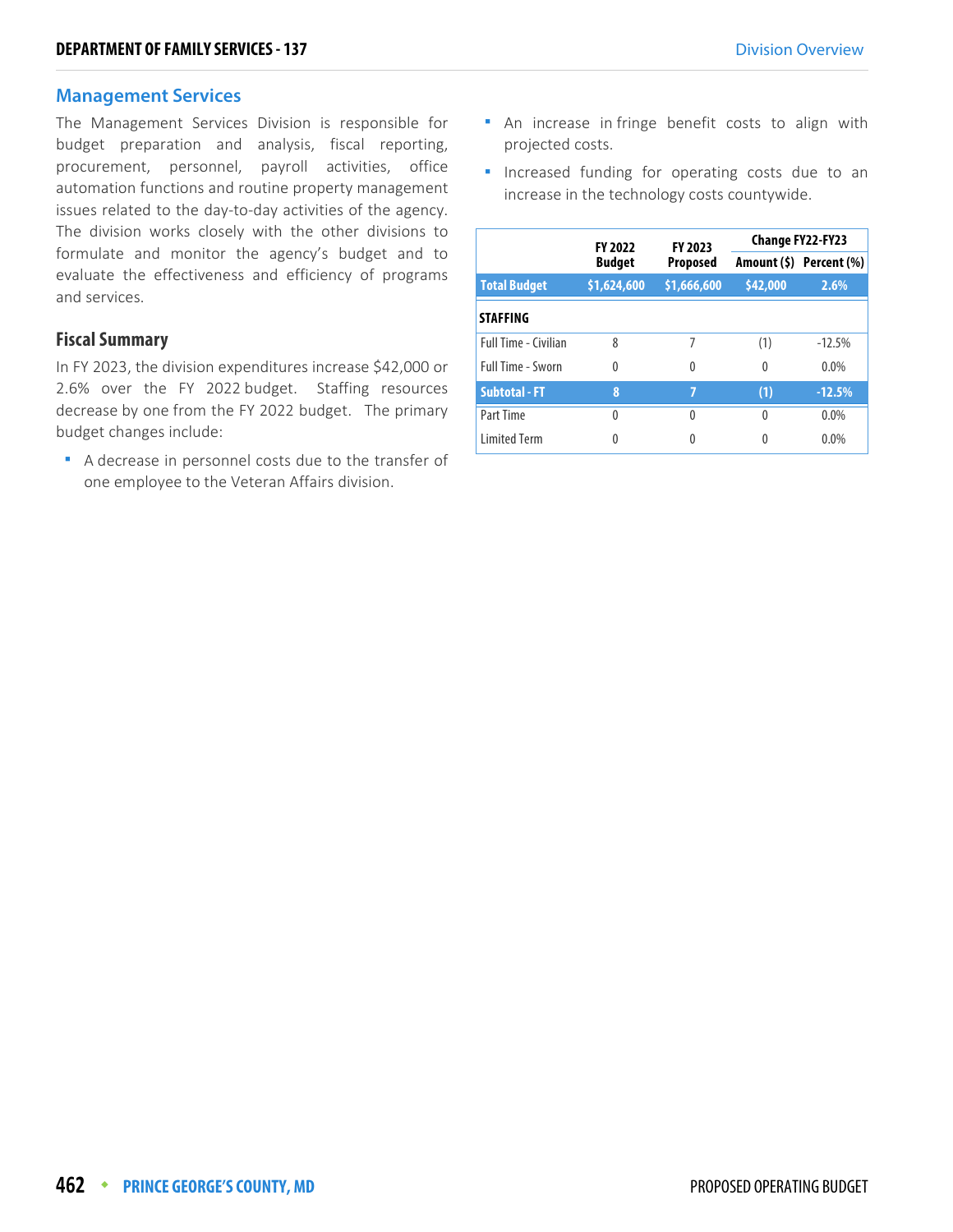## Management Services

The Management Services Division is responsible for budget preparation and analysis, fiscal reporting, procurement, personnel, payroll activities, office automation functions and routine property management issues related to the day-to-day activities of the agency. The division works closely with the other divisions to formulate and monitor the agency's budget and to evaluate the effectiveness and efficiency of programs and services.

### Fiscal Summary

In FY 2023, the division expenditures increase $42,000 or 2.6% over the FY 2022 budget. Staffing resources decrease by one from the FY 2022 budget. The primary budget changes include:

- A decrease in personnel costs due to the transfer of one employee to the Veteran Affairs division.
- An increase in fringe benefit costs to align with projected costs.
- Increased funding for operating costs due to an increase in the technology costs countywide.

| | FY 2022 Budget | FY 2023 Proposed | Change FY22-FY23 | |
|---|---|---|---|---|
| | | | Amount ($) | Percent (%) |
| **Total Budget** | **$1,624,600** | **$1,666,600** | **$42,000** | **2.6%** |
| **STAFFING** | | | | |
| Full Time - Civilian | 8 | 7 | (1) | -12.5% |
| Full Time - Sworn | 0 | 0 | 0 | 0.0% |
| **Subtotal - FT** | **8** | **7** | **(1)** | **-12.5%** |
| Part Time | 0 | 0 | 0 | 0.0% |
| Limited Term | 0 | 0 | 0 | 0.0% |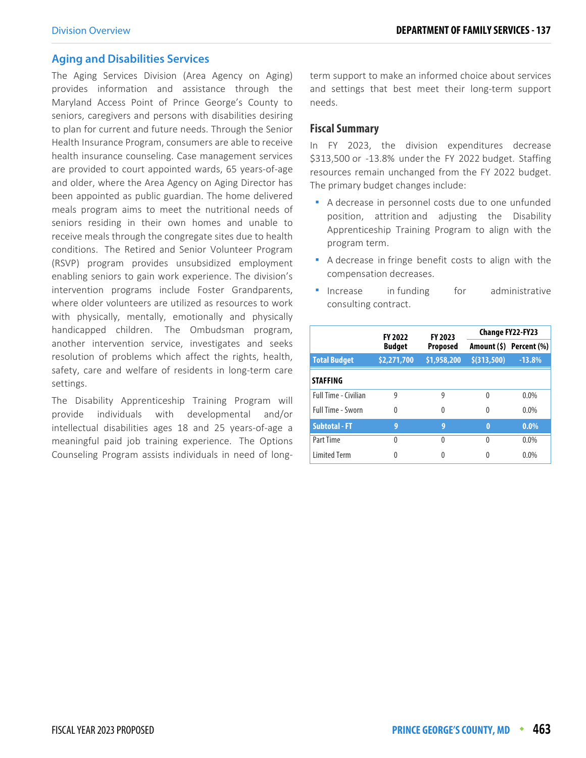## Aging and Disabilities Services

The Aging Services Division (Area Agency on Aging) provides information and assistance through the Maryland Access Point of Prince George's County to seniors, caregivers and persons with disabilities desiring to plan for current and future needs. Through the Senior Health Insurance Program, consumers are able to receive health insurance counseling. Case management services are provided to court appointed wards, 65 years-of-age and older, where the Area Agency on Aging Director has been appointed as public guardian. The home delivered meals program aims to meet the nutritional needs of seniors residing in their own homes and unable to receive meals through the congregate sites due to health conditions. The Retired and Senior Volunteer Program (RSVP) program provides unsubsidized employment enabling seniors to gain work experience. The division's intervention programs include Foster Grandparents, where older volunteers are utilized as resources to work with physically, mentally, emotionally and physically handicapped children. The Ombudsman program, another intervention service, investigates and seeks resolution of problems which affect the rights, health, safety, care and welfare of residents in long-term care settings.

The Disability Apprenticeship Training Program will provide individuals with developmental and/or intellectual disabilities ages 18 and 25 years-of-age a meaningful paid job training experience. The Options Counseling Program assists individuals in need of long-term support to make an informed choice about services and settings that best meet their long-term support needs.

### Fiscal Summary

In FY 2023, the division expenditures decrease $313,500 or -13.8% under the FY 2022 budget. Staffing resources remain unchanged from the FY 2022 budget. The primary budget changes include:

- A decrease in personnel costs due to one unfunded position, attrition and adjusting the Disability Apprenticeship Training Program to align with the program term.
- A decrease in fringe benefit costs to align with the compensation decreases.
- Increase in funding for administrative consulting contract.

| | FY 2022 Budget | FY 2023 Proposed | Change FY22-FY23 | |
|---|---|---|---|---|
| | | | Amount ($) | Percent (%) |
| **Total Budget** | **$2,271,700** | **$1,958,200** | **$(313,500)** | **-13.8%** |
| **STAFFING** | | | | |
| Full Time - Civilian | 9 | 9 | 0 | 0.0% |
| Full Time - Sworn | 0 | 0 | 0 | 0.0% |
| **Subtotal - FT** | **9** | **9** | **0** | **0.0%** |
| Part Time | 0 | 0 | 0 | 0.0% |
| Limited Term | 0 | 0 | 0 | 0.0% |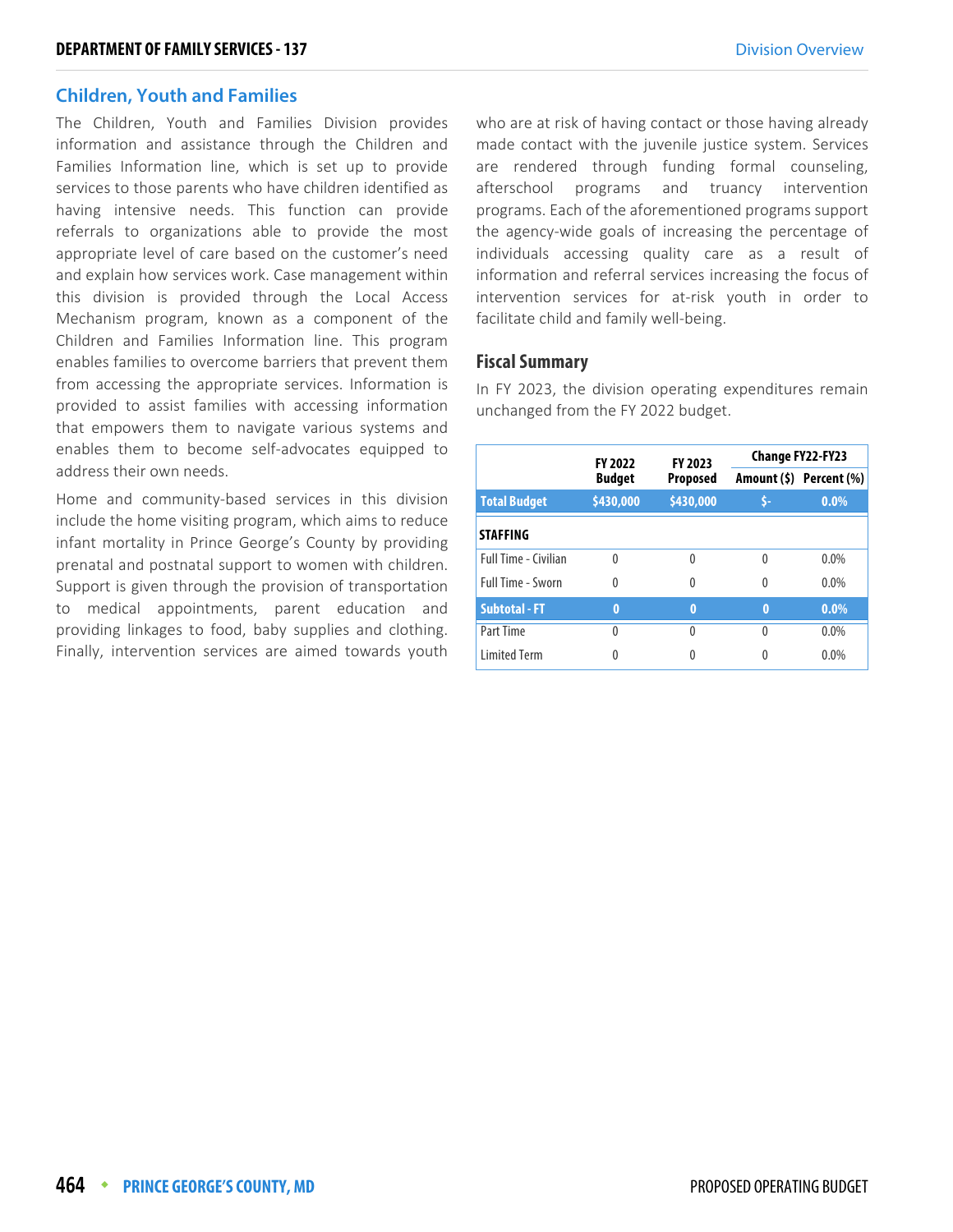## Children, Youth and Families

The Children, Youth and Families Division provides information and assistance through the Children and Families Information line, which is set up to provide services to those parents who have children identified as having intensive needs. This function can provide referrals to organizations able to provide the most appropriate level of care based on the customer's need and explain how services work. Case management within this division is provided through the Local Access Mechanism program, known as a component of the Children and Families Information line. This program enables families to overcome barriers that prevent them from accessing the appropriate services. Information is provided to assist families with accessing information that empowers them to navigate various systems and enables them to become self-advocates equipped to address their own needs.

Home and community-based services in this division include the home visiting program, which aims to reduce infant mortality in Prince George's County by providing prenatal and postnatal support to women with children. Support is given through the provision of transportation to medical appointments, parent education and providing linkages to food, baby supplies and clothing. Finally, intervention services are aimed towards youth who are at risk of having contact or those having already made contact with the juvenile justice system. Services are rendered through funding formal counseling, afterschool programs and truancy intervention programs. Each of the aforementioned programs support the agency-wide goals of increasing the percentage of individuals accessing quality care as a result of information and referral services increasing the focus of intervention services for at-risk youth in order to facilitate child and family well-being.

### Fiscal Summary

In FY 2023, the division operating expenditures remain unchanged from the FY 2022 budget.

| | FY 2022 Budget | FY 2023 Proposed | Change FY22-FY23 | |
|---|---|---|---|---|
| | | | Amount ($) | Percent (%) |
| **Total Budget** | **$430,000** | **$430,000** | **$-** | **0.0%** |
| **STAFFING** | | | | |
| Full Time - Civilian | 0 | 0 | 0 | 0.0% |
| Full Time - Sworn | 0 | 0 | 0 | 0.0% |
| **Subtotal - FT** | **0** | **0** | **0** | **0.0%** |
| Part Time | 0 | 0 | 0 | 0.0% |
| Limited Term | 0 | 0 | 0 | 0.0% |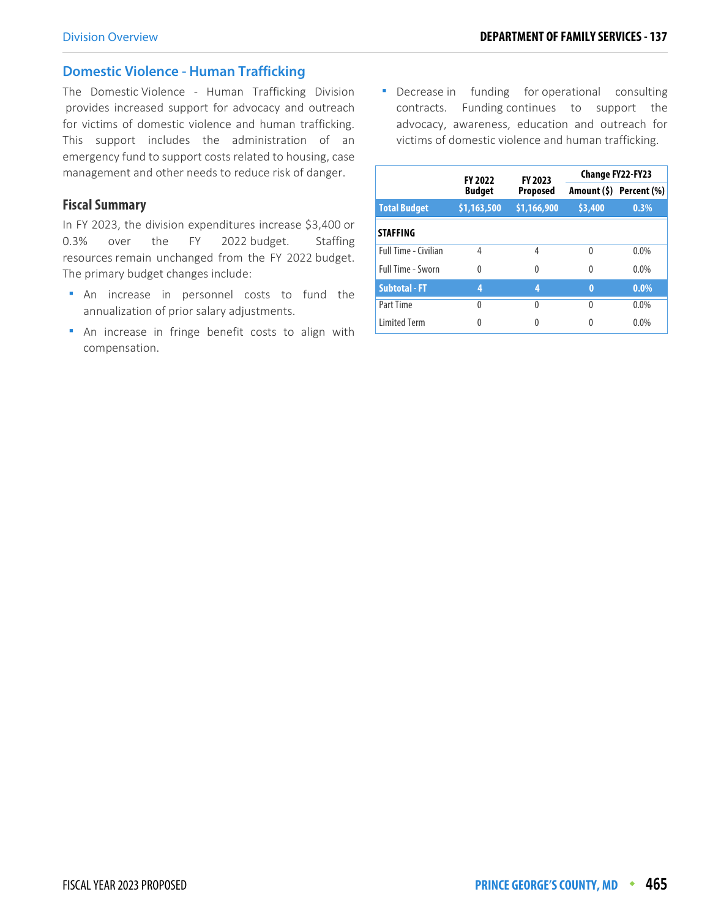## Domestic Violence - Human Trafficking

The Domestic Violence - Human Trafficking Division provides increased support for advocacy and outreach for victims of domestic violence and human trafficking. This support includes the administration of an emergency fund to support costs related to housing, case management and other needs to reduce risk of danger.

### Fiscal Summary

In FY 2023, the division expenditures increase $3,400 or 0.3% over the FY 2022 budget. Staffing resources remain unchanged from the FY 2022 budget. The primary budget changes include:

- An increase in personnel costs to fund the annualization of prior salary adjustments.
- An increase in fringe benefit costs to align with compensation.
- Decrease in funding for operational consulting contracts. Funding continues to support the advocacy, awareness, education and outreach for victims of domestic violence and human trafficking.

| | FY 2022 Budget | FY 2023 Proposed | Change FY22-FY23 | |
|---|---|---|---|---|
| | | | Amount ($) | Percent (%) |
| **Total Budget** | **$1,163,500** | **$1,166,900** | **$3,400** | **0.3%** |
| **STAFFING** | | | | |
| Full Time - Civilian | 4 | 4 | 0 | 0.0% |
| Full Time - Sworn | 0 | 0 | 0 | 0.0% |
| **Subtotal - FT** | **4** | **4** | **0** | **0.0%** |
| Part Time | 0 | 0 | 0 | 0.0% |
| Limited Term | 0 | 0 | 0 | 0.0% |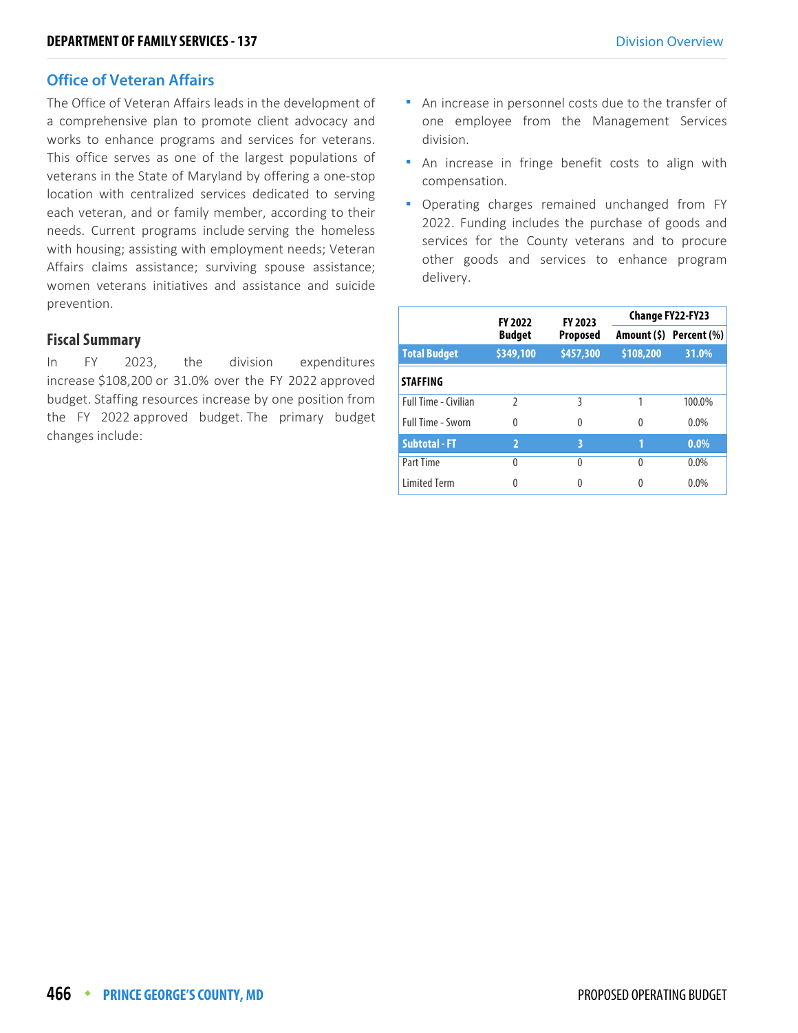## Office of Veteran Affairs

The Office of Veteran Affairs leads in the development of a comprehensive plan to promote client advocacy and works to enhance programs and services for veterans. This office serves as one of the largest populations of veterans in the State of Maryland by offering a one-stop location with centralized services dedicated to serving each veteran, and or family member, according to their needs. Current programs include serving the homeless with housing; assisting with employment needs; Veteran Affairs claims assistance; surviving spouse assistance; women veterans initiatives and assistance and suicide prevention.

### Fiscal Summary

In FY 2023, the division expenditures increase $108,200 or 31.0% over the FY 2022 approved budget. Staffing resources increase by one position from the FY 2022 approved budget. The primary budget changes include:

- An increase in personnel costs due to the transfer of one employee from the Management Services division.
- An increase in fringe benefit costs to align with compensation.
- Operating charges remained unchanged from FY 2022. Funding includes the purchase of goods and services for the County veterans and to procure other goods and services to enhance program delivery.

| | FY 2022 Budget | FY 2023 Proposed | Change FY22-FY23 | |
|---|---|---|---|---|
| | | | Amount ($) | Percent (%) |
| **Total Budget** | **$349,100** | **$457,300** | **$108,200** | **31.0%** |
| **STAFFING** | | | | |
| Full Time - Civilian | 2 | 3 | 1 | 100.0% |
| Full Time - Sworn | 0 | 0 | 0 | 0.0% |
| **Subtotal - FT** | **2** | **3** | **1** | **0.0%** |
| Part Time | 0 | 0 | 0 | 0.0% |
| Limited Term | 0 | 0 | 0 | 0.0% |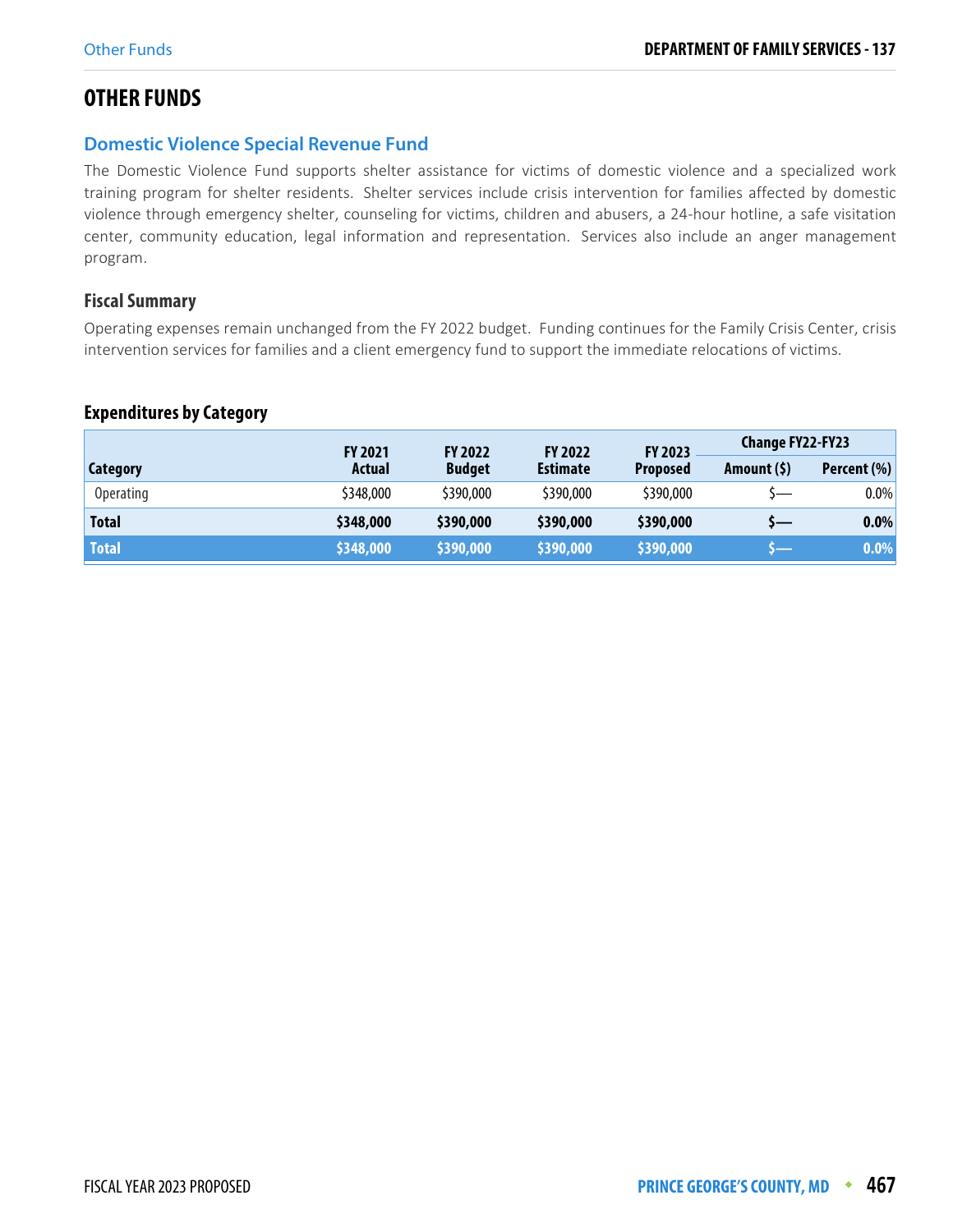# OTHER FUNDS

## Domestic Violence Special Revenue Fund

The Domestic Violence Fund supports shelter assistance for victims of domestic violence and a specialized work training program for shelter residents. Shelter services include crisis intervention for families affected by domestic violence through emergency shelter, counseling for victims, children and abusers, a 24-hour hotline, a safe visitation center, community education, legal information and representation. Services also include an anger management program.

### Fiscal Summary

Operating expenses remain unchanged from the FY 2022 budget. Funding continues for the Family Crisis Center, crisis intervention services for families and a client emergency fund to support the immediate relocations of victims.

### Expenditures by Category

| Category | FY 2021 Actual | FY 2022 Budget | FY 2022 Estimate | FY 2023 Proposed | Change FY22-FY23 | |
|---|---|---|---|---|---|---|
| | | | | | Amount ($) | Percent (%) |
| Operating | $348,000 | $390,000 | $390,000 | $390,000 | $— | 0.0% |
| **Total** | **$348,000** | **$390,000** | **$390,000** | **$390,000** | **$—** | **0.0%** |
| **Total** | **$348,000** | **$390,000** | **$390,000** | **$390,000** | **$—** | **0.0%** |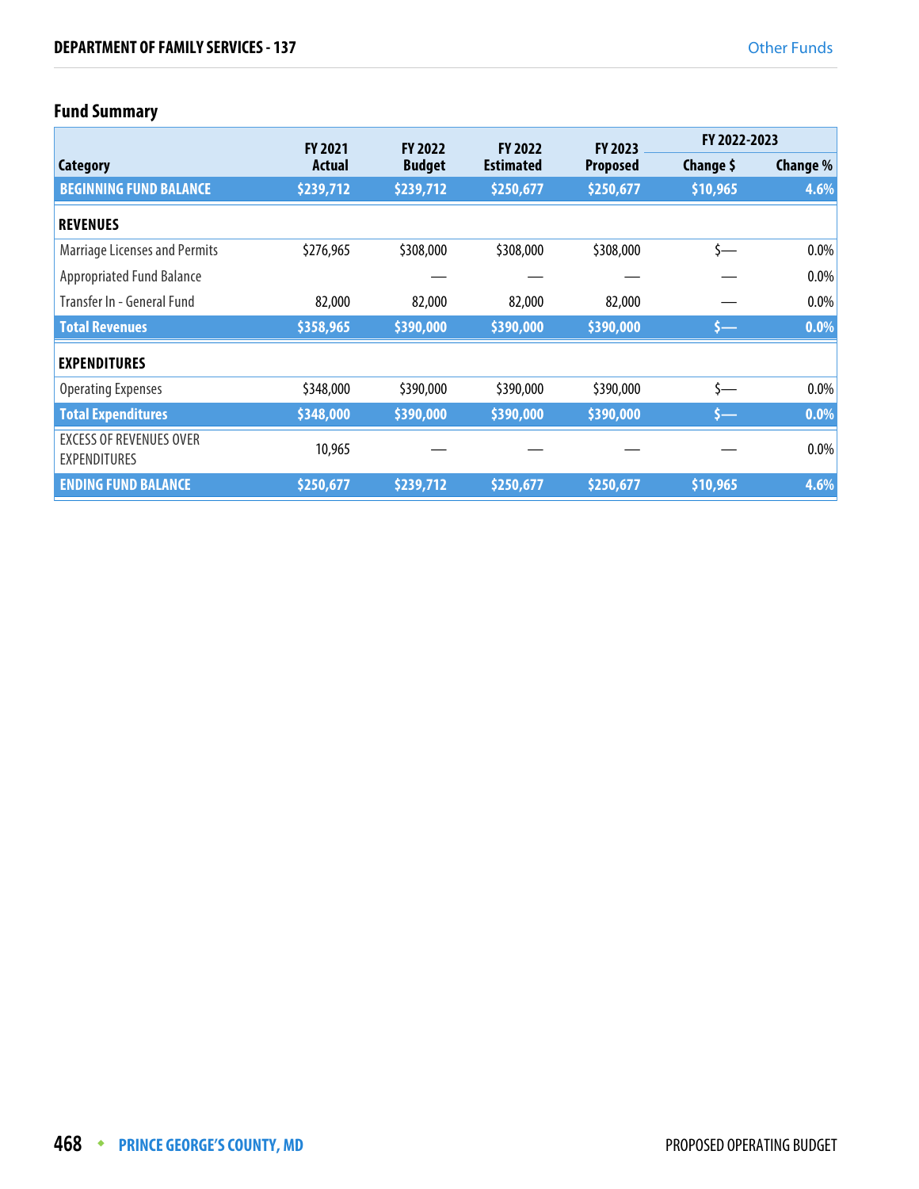## Fund Summary

| Category | FY 2021 Actual | FY 2022 Budget | FY 2022 Estimated | FY 2023 Proposed | FY 2022-2023 Change $ | FY 2022-2023 Change % |
|---|---|---|---|---|---|---|
| **BEGINNING FUND BALANCE** | **$239,712** | **$239,712** | **$250,677** | **$250,677** | **$10,965** | **4.6%** |
| **REVENUES** | | | | | | |
| Marriage Licenses and Permits | $276,965 | $308,000 | $308,000 | $308,000 | $— | 0.0% |
| Appropriated Fund Balance | — | — | — | — | — | 0.0% |
| Transfer In - General Fund | 82,000 | 82,000 | 82,000 | 82,000 | — | 0.0% |
| **Total Revenues** | **$358,965** | **$390,000** | **$390,000** | **$390,000** | **$—** | **0.0%** |
| **EXPENDITURES** | | | | | | |
| Operating Expenses | $348,000 | $390,000 | $390,000 | $390,000 | $— | 0.0% |
| **Total Expenditures** | **$348,000** | **$390,000** | **$390,000** | **$390,000** | **$—** | **0.0%** |
| EXCESS OF REVENUES OVER EXPENDITURES | 10,965 | — | — | — | — | 0.0% |
| **ENDING FUND BALANCE** | **$250,677** | **$239,712** | **$250,677** | **$250,677** | **$10,965** | **4.6%** |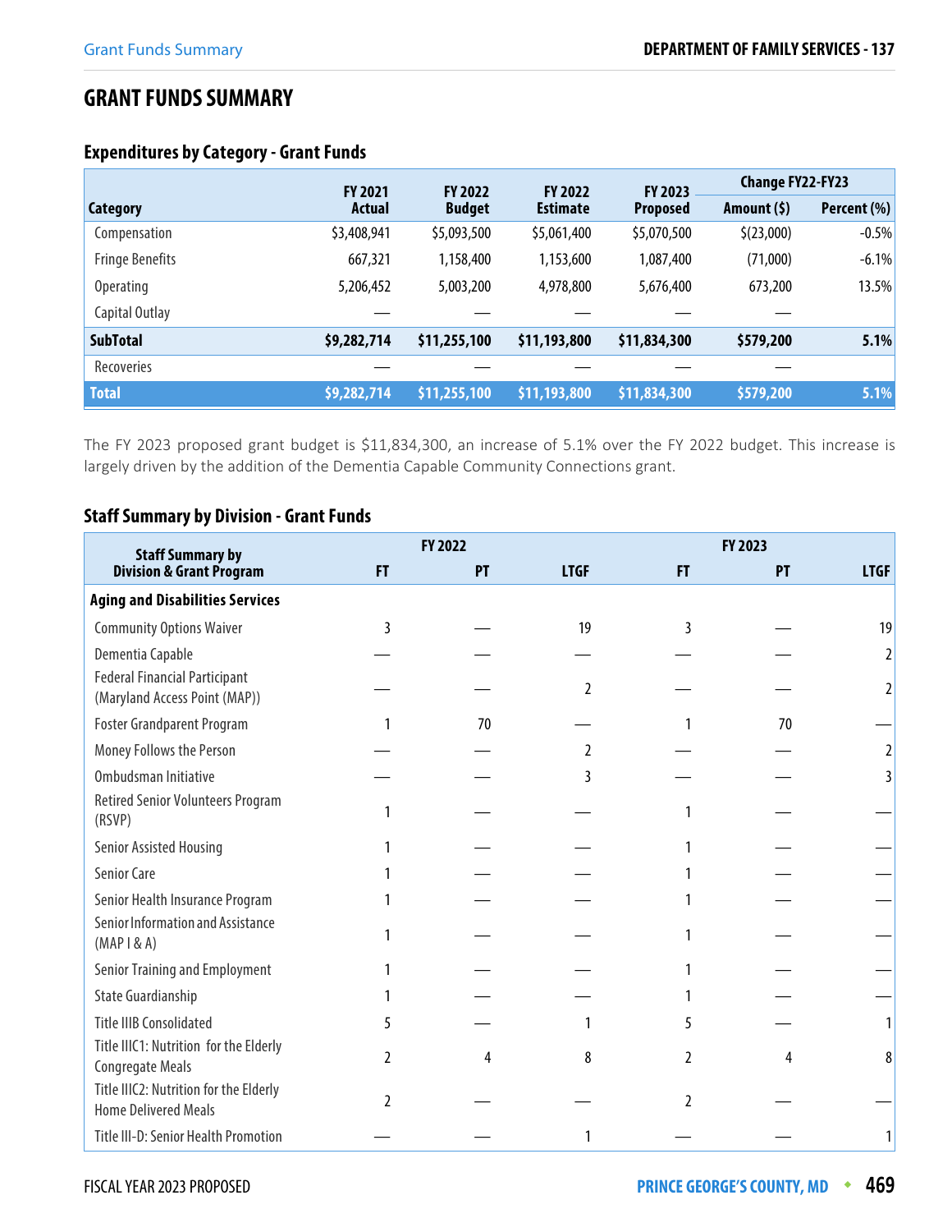# GRANT FUNDS SUMMARY

## Expenditures by Category - Grant Funds

| Category | FY 2021 Actual | FY 2022 Budget | FY 2022 Estimate | FY 2023 Proposed | Change FY22-FY23 Amount ($) | Change FY22-FY23 Percent (%) |
|---|---|---|---|---|---|---|
| Compensation | $3,408,941 | $5,093,500 | $5,061,400 | $5,070,500 | $(23,000) | -0.5% |
| Fringe Benefits | 667,321 | 1,158,400 | 1,153,600 | 1,087,400 | (71,000) | -6.1% |
| Operating | 5,206,452 | 5,003,200 | 4,978,800 | 5,676,400 | 673,200 | 13.5% |
| Capital Outlay | — | — | — | — | — | |
| **SubTotal** | **$9,282,714** | **$11,255,100** | **$11,193,800** | **$11,834,300** | **$579,200** | **5.1%** |
| Recoveries | — | — | — | — | — | |
| **Total** | **$9,282,714** | **$11,255,100** | **$11,193,800** | **$11,834,300** | **$579,200** | **5.1%** |

The FY 2023 proposed grant budget is $11,834,300, an increase of 5.1% over the FY 2022 budget. This increase is largely driven by the addition of the Dementia Capable Community Connections grant.

## Staff Summary by Division - Grant Funds

| Staff Summary by Division & Grant Program | FY 2022 | | | FY 2023 | | |
|---|---|---|---|---|---|---|
| | FT | PT | LTGF | FT | PT | LTGF |
| **Aging and Disabilities Services** | | | | | | |
| Community Options Waiver | 3 | — | 19 | 3 | — | 19 |
| Dementia Capable | — | — | — | — | — | 2 |
| Federal Financial Participant (Maryland Access Point (MAP)) | — | — | 2 | — | — | 2 |
| Foster Grandparent Program | 1 | 70 | — | 1 | 70 | — |
| Money Follows the Person | — | — | 2 | — | — | 2 |
| Ombudsman Initiative | — | — | 3 | — | — | 3 |
| Retired Senior Volunteers Program (RSVP) | 1 | — | — | 1 | — | — |
| Senior Assisted Housing | 1 | — | — | 1 | — | — |
| Senior Care | 1 | — | — | 1 | — | — |
| Senior Health Insurance Program | 1 | — | — | 1 | — | — |
| Senior Information and Assistance (MAP I & A) | 1 | — | — | 1 | — | — |
| Senior Training and Employment | 1 | — | — | 1 | — | — |
| State Guardianship | 1 | — | — | 1 | — | — |
| Title IIIB Consolidated | 5 | — | 1 | 5 | — | 1 |
| Title IIIC1: Nutrition for the Elderly Congregate Meals | 2 | 4 | 8 | 2 | 4 | 8 |
| Title IIIC2: Nutrition for the Elderly Home Delivered Meals | 2 | — | — | 2 | — | — |
| Title III-D: Senior Health Promotion | — | — | 1 | — | — | 1 |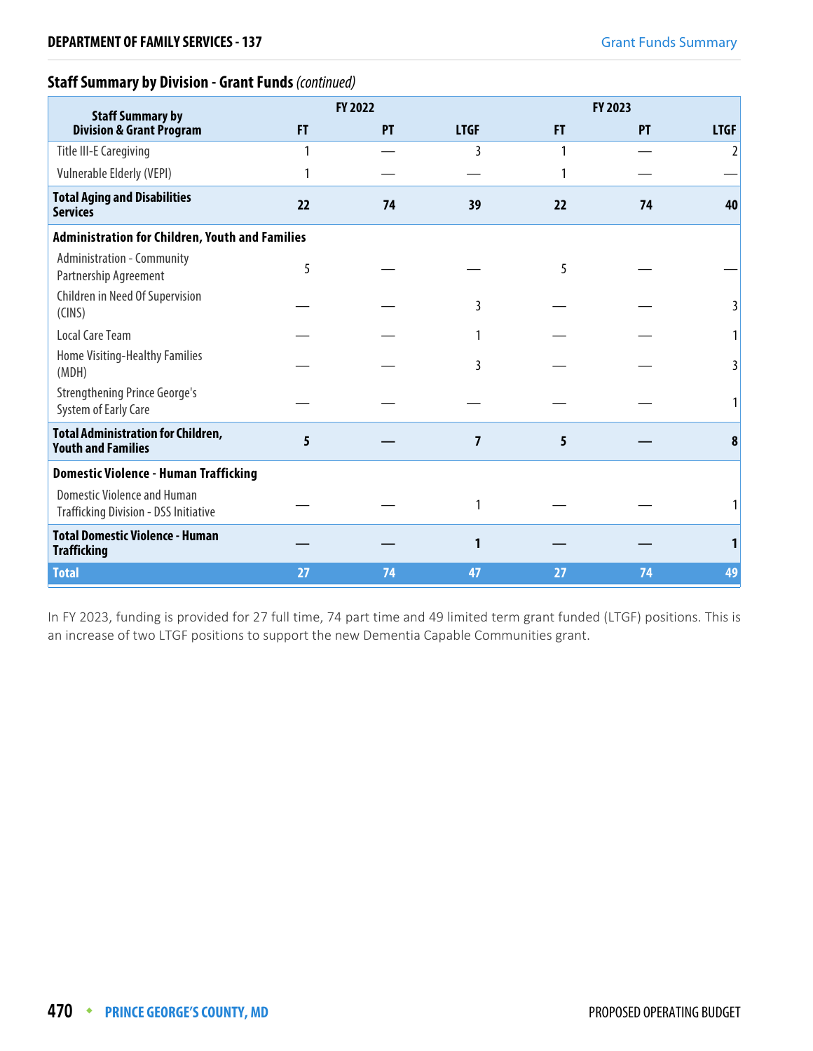## Staff Summary by Division - Grant Funds *(continued)*

| Staff Summary by Division & Grant Program | FY 2022 | | | FY 2023 | | |
|---|---|---|---|---|---|---|
| | FT | PT | LTGF | FT | PT | LTGF |
| Title III-E Caregiving | 1 | — | 3 | 1 | — | 2 |
| Vulnerable Elderly (VEPI) | 1 | — | — | 1 | — | — |
| **Total Aging and Disabilities Services** | **22** | **74** | **39** | **22** | **74** | **40** |
| **Administration for Children, Youth and Families** | | | | | | |
| Administration - Community Partnership Agreement | 5 | — | — | 5 | — | — |
| Children in Need Of Supervision (CINS) | — | — | 3 | — | — | 3 |
| Local Care Team | — | — | 1 | — | — | 1 |
| Home Visiting-Healthy Families (MDH) | — | — | 3 | — | — | 3 |
| Strengthening Prince George's System of Early Care | — | — | — | — | — | 1 |
| **Total Administration for Children, Youth and Families** | **5** | **—** | **7** | **5** | **—** | **8** |
| **Domestic Violence - Human Trafficking** | | | | | | |
| Domestic Violence and Human Trafficking Division - DSS Initiative | — | — | 1 | — | — | 1 |
| **Total Domestic Violence - Human Trafficking** | **—** | **—** | **1** | **—** | **—** | **1** |
| **Total** | **27** | **74** | **47** | **27** | **74** | **49** |

In FY 2023, funding is provided for 27 full time, 74 part time and 49 limited term grant funded (LTGF) positions. This is an increase of two LTGF positions to support the new Dementia Capable Communities grant.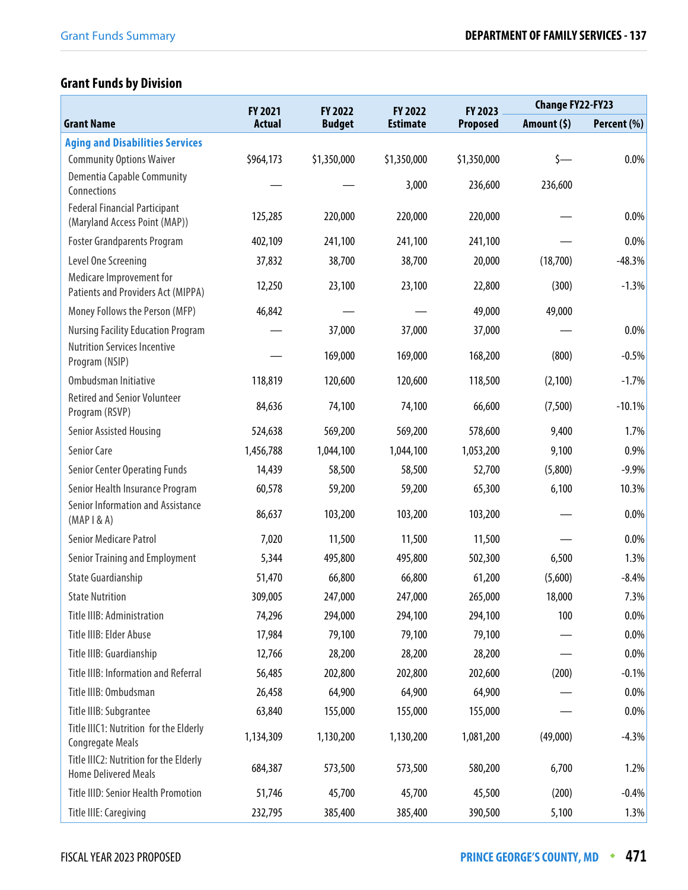## Grant Funds by Division

| Grant Name | FY 2021 Actual | FY 2022 Budget | FY 2022 Estimate | FY 2023 Proposed | Change FY22-FY23 | |
|---|---|---|---|---|---|---|
| | | | | | Amount ($) | Percent (%) |
| **Aging and Disabilities Services** | | | | | | |
| Community Options Waiver | $964,173 | $1,350,000 | $1,350,000 | $1,350,000 | $— | 0.0% |
| Dementia Capable Community Connections | — | — | 3,000 | 236,600 | 236,600 | |
| Federal Financial Participant (Maryland Access Point (MAP)) | 125,285 | 220,000 | 220,000 | 220,000 | — | 0.0% |
| Foster Grandparents Program | 402,109 | 241,100 | 241,100 | 241,100 | — | 0.0% |
| Level One Screening | 37,832 | 38,700 | 38,700 | 20,000 | (18,700) | -48.3% |
| Medicare Improvement for Patients and Providers Act (MIPPA) | 12,250 | 23,100 | 23,100 | 22,800 | (300) | -1.3% |
| Money Follows the Person (MFP) | 46,842 | — | — | 49,000 | 49,000 | |
| Nursing Facility Education Program | — | 37,000 | 37,000 | 37,000 | — | 0.0% |
| Nutrition Services Incentive Program (NSIP) | — | 169,000 | 169,000 | 168,200 | (800) | -0.5% |
| Ombudsman Initiative | 118,819 | 120,600 | 120,600 | 118,500 | (2,100) | -1.7% |
| Retired and Senior Volunteer Program (RSVP) | 84,636 | 74,100 | 74,100 | 66,600 | (7,500) | -10.1% |
| Senior Assisted Housing | 524,638 | 569,200 | 569,200 | 578,600 | 9,400 | 1.7% |
| Senior Care | 1,456,788 | 1,044,100 | 1,044,100 | 1,053,200 | 9,100 | 0.9% |
| Senior Center Operating Funds | 14,439 | 58,500 | 58,500 | 52,700 | (5,800) | -9.9% |
| Senior Health Insurance Program | 60,578 | 59,200 | 59,200 | 65,300 | 6,100 | 10.3% |
| Senior Information and Assistance (MAP I & A) | 86,637 | 103,200 | 103,200 | 103,200 | — | 0.0% |
| Senior Medicare Patrol | 7,020 | 11,500 | 11,500 | 11,500 | — | 0.0% |
| Senior Training and Employment | 5,344 | 495,800 | 495,800 | 502,300 | 6,500 | 1.3% |
| State Guardianship | 51,470 | 66,800 | 66,800 | 61,200 | (5,600) | -8.4% |
| State Nutrition | 309,005 | 247,000 | 247,000 | 265,000 | 18,000 | 7.3% |
| Title IIIB: Administration | 74,296 | 294,000 | 294,100 | 294,100 | 100 | 0.0% |
| Title IIIB: Elder Abuse | 17,984 | 79,100 | 79,100 | 79,100 | — | 0.0% |
| Title IIIB: Guardianship | 12,766 | 28,200 | 28,200 | 28,200 | — | 0.0% |
| Title IIIB: Information and Referral | 56,485 | 202,800 | 202,800 | 202,600 | (200) | -0.1% |
| Title IIIB: Ombudsman | 26,458 | 64,900 | 64,900 | 64,900 | — | 0.0% |
| Title IIIB: Subgrantee | 63,840 | 155,000 | 155,000 | 155,000 | — | 0.0% |
| Title IIIC1: Nutrition for the Elderly Congregate Meals | 1,134,309 | 1,130,200 | 1,130,200 | 1,081,200 | (49,000) | -4.3% |
| Title IIIC2: Nutrition for the Elderly Home Delivered Meals | 684,387 | 573,500 | 573,500 | 580,200 | 6,700 | 1.2% |
| Title IIID: Senior Health Promotion | 51,746 | 45,700 | 45,700 | 45,500 | (200) | -0.4% |
| Title IIIE: Caregiving | 232,795 | 385,400 | 385,400 | 390,500 | 5,100 | 1.3% |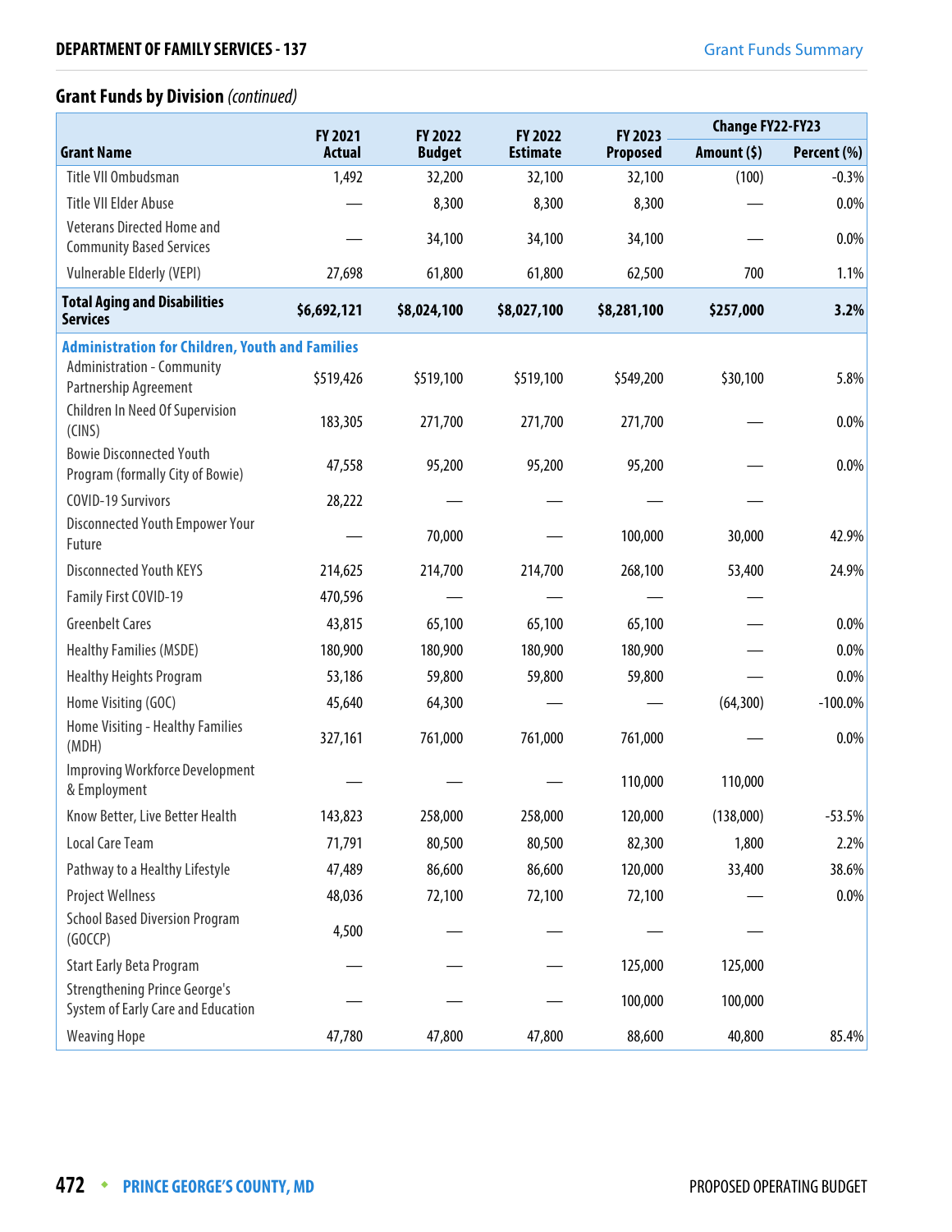## Grant Funds by Division *(continued)*

| Grant Name | FY 2021 Actual | FY 2022 Budget | FY 2022 Estimate | FY 2023 Proposed | Change FY22-FY23 | |
|---|---|---|---|---|---|---|
| | | | | | Amount ($) | Percent (%) |
| Title VII Ombudsman | 1,492 | 32,200 | 32,100 | 32,100 | (100) | -0.3% |
| Title VII Elder Abuse | — | 8,300 | 8,300 | 8,300 | — | 0.0% |
| Veterans Directed Home and Community Based Services | — | 34,100 | 34,100 | 34,100 | — | 0.0% |
| Vulnerable Elderly (VEPI) | 27,698 | 61,800 | 61,800 | 62,500 | 700 | 1.1% |
| **Total Aging and Disabilities Services** | **$6,692,121** | **$8,024,100** | **$8,027,100** | **$8,281,100** | **$257,000** | **3.2%** |
| **Administration for Children, Youth and Families** | | | | | | |
| Administration - Community Partnership Agreement | $519,426 | $519,100 | $519,100 | $549,200 | $30,100 | 5.8% |
| Children In Need Of Supervision (CINS) | 183,305 | 271,700 | 271,700 | 271,700 | — | 0.0% |
| Bowie Disconnected Youth Program (formally City of Bowie) | 47,558 | 95,200 | 95,200 | 95,200 | — | 0.0% |
| COVID-19 Survivors | 28,222 | — | — | — | — | |
| Disconnected Youth Empower Your Future | — | 70,000 | — | 100,000 | 30,000 | 42.9% |
| Disconnected Youth KEYS | 214,625 | 214,700 | 214,700 | 268,100 | 53,400 | 24.9% |
| Family First COVID-19 | 470,596 | — | — | — | — | |
| Greenbelt Cares | 43,815 | 65,100 | 65,100 | 65,100 | — | 0.0% |
| Healthy Families (MSDE) | 180,900 | 180,900 | 180,900 | 180,900 | — | 0.0% |
| Healthy Heights Program | 53,186 | 59,800 | 59,800 | 59,800 | — | 0.0% |
| Home Visiting (GOC) | 45,640 | 64,300 | — | — | (64,300) | -100.0% |
| Home Visiting - Healthy Families (MDH) | 327,161 | 761,000 | 761,000 | 761,000 | — | 0.0% |
| Improving Workforce Development & Employment | — | — | — | 110,000 | 110,000 | |
| Know Better, Live Better Health | 143,823 | 258,000 | 258,000 | 120,000 | (138,000) | -53.5% |
| Local Care Team | 71,791 | 80,500 | 80,500 | 82,300 | 1,800 | 2.2% |
| Pathway to a Healthy Lifestyle | 47,489 | 86,600 | 86,600 | 120,000 | 33,400 | 38.6% |
| Project Wellness | 48,036 | 72,100 | 72,100 | 72,100 | — | 0.0% |
| School Based Diversion Program (GOCCP) | 4,500 | — | — | — | — | |
| Start Early Beta Program | — | — | — | 125,000 | 125,000 | |
| Strengthening Prince George's System of Early Care and Education | — | — | — | 100,000 | 100,000 | |
| Weaving Hope | 47,780 | 47,800 | 47,800 | 88,600 | 40,800 | 85.4% |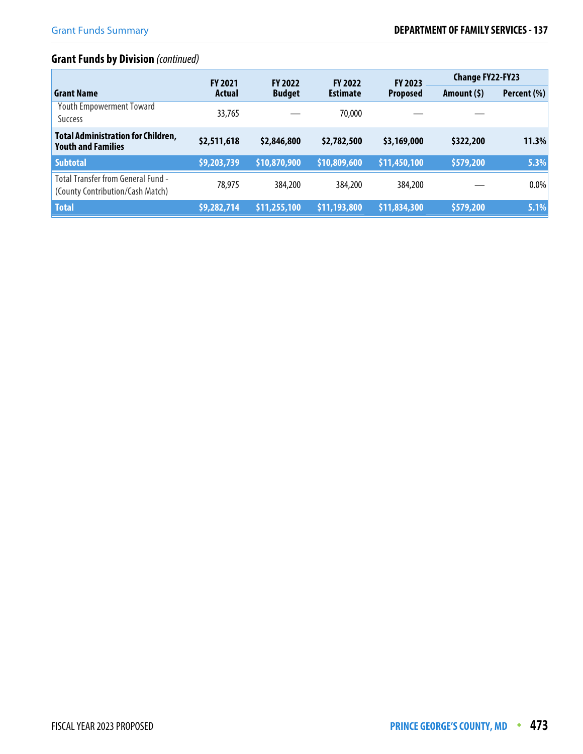## Grant Funds by Division *(continued)*

| Grant Name | FY 2021 Actual | FY 2022 Budget | FY 2022 Estimate | FY 2023 Proposed | Change FY22-FY23 | |
|---|---|---|---|---|---|---|
| | | | | | Amount ($) | Percent (%) |
| Youth Empowerment Toward Success | 33,765 | — | 70,000 | — | — | |
| **Total Administration for Children, Youth and Families** | **$2,511,618** | **$2,846,800** | **$2,782,500** | **$3,169,000** | **$322,200** | **11.3%** |
| **Subtotal** | **$9,203,739** | **$10,870,900** | **$10,809,600** | **$11,450,100** | **$579,200** | **5.3%** |
| Total Transfer from General Fund - (County Contribution/Cash Match) | 78,975 | 384,200 | 384,200 | 384,200 | — | 0.0% |
| **Total** | **$9,282,714** | **$11,255,100** | **$11,193,800** | **$11,834,300** | **$579,200** | **5.1%** |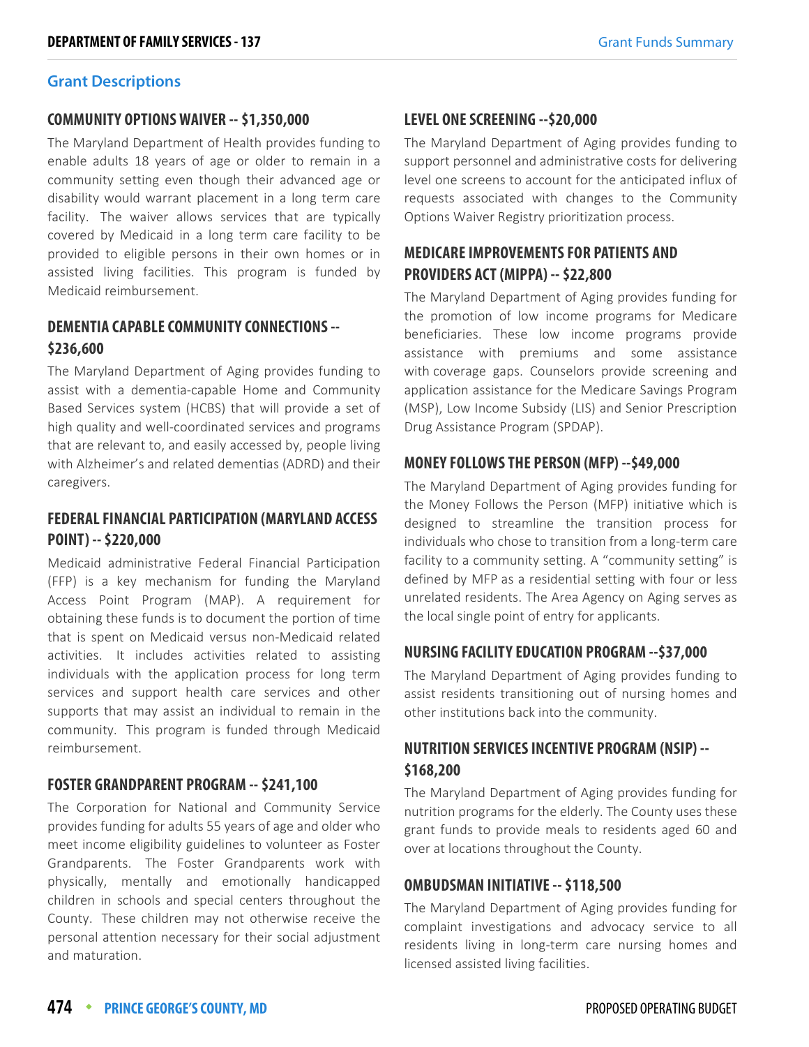## Grant Descriptions

### COMMUNITY OPTIONS WAIVER -- $1,350,000

The Maryland Department of Health provides funding to enable adults 18 years of age or older to remain in a community setting even though their advanced age or disability would warrant placement in a long term care facility. The waiver allows services that are typically covered by Medicaid in a long term care facility to be provided to eligible persons in their own homes or in assisted living facilities. This program is funded by Medicaid reimbursement.

### DEMENTIA CAPABLE COMMUNITY CONNECTIONS -- $236,600

The Maryland Department of Aging provides funding to assist with a dementia-capable Home and Community Based Services system (HCBS) that will provide a set of high quality and well-coordinated services and programs that are relevant to, and easily accessed by, people living with Alzheimer's and related dementias (ADRD) and their caregivers.

### FEDERAL FINANCIAL PARTICIPATION (MARYLAND ACCESS POINT) -- $220,000

Medicaid administrative Federal Financial Participation (FFP) is a key mechanism for funding the Maryland Access Point Program (MAP). A requirement for obtaining these funds is to document the portion of time that is spent on Medicaid versus non-Medicaid related activities. It includes activities related to assisting individuals with the application process for long term services and support health care services and other supports that may assist an individual to remain in the community. This program is funded through Medicaid reimbursement.

### FOSTER GRANDPARENT PROGRAM -- $241,100

The Corporation for National and Community Service provides funding for adults 55 years of age and older who meet income eligibility guidelines to volunteer as Foster Grandparents. The Foster Grandparents work with physically, mentally and emotionally handicapped children in schools and special centers throughout the County. These children may not otherwise receive the personal attention necessary for their social adjustment and maturation.

### LEVEL ONE SCREENING --$20,000

The Maryland Department of Aging provides funding to support personnel and administrative costs for delivering level one screens to account for the anticipated influx of requests associated with changes to the Community Options Waiver Registry prioritization process.

### MEDICARE IMPROVEMENTS FOR PATIENTS AND PROVIDERS ACT (MIPPA) -- $22,800

The Maryland Department of Aging provides funding for the promotion of low income programs for Medicare beneficiaries. These low income programs provide assistance with premiums and some assistance with coverage gaps. Counselors provide screening and application assistance for the Medicare Savings Program (MSP), Low Income Subsidy (LIS) and Senior Prescription Drug Assistance Program (SPDAP).

### MONEY FOLLOWS THE PERSON (MFP) --$49,000

The Maryland Department of Aging provides funding for the Money Follows the Person (MFP) initiative which is designed to streamline the transition process for individuals who chose to transition from a long-term care facility to a community setting. A "community setting" is defined by MFP as a residential setting with four or less unrelated residents. The Area Agency on Aging serves as the local single point of entry for applicants.

### NURSING FACILITY EDUCATION PROGRAM --$37,000

The Maryland Department of Aging provides funding to assist residents transitioning out of nursing homes and other institutions back into the community.

### NUTRITION SERVICES INCENTIVE PROGRAM (NSIP) -- $168,200

The Maryland Department of Aging provides funding for nutrition programs for the elderly. The County uses these grant funds to provide meals to residents aged 60 and over at locations throughout the County.

### OMBUDSMAN INITIATIVE -- $118,500

The Maryland Department of Aging provides funding for complaint investigations and advocacy service to all residents living in long-term care nursing homes and licensed assisted living facilities.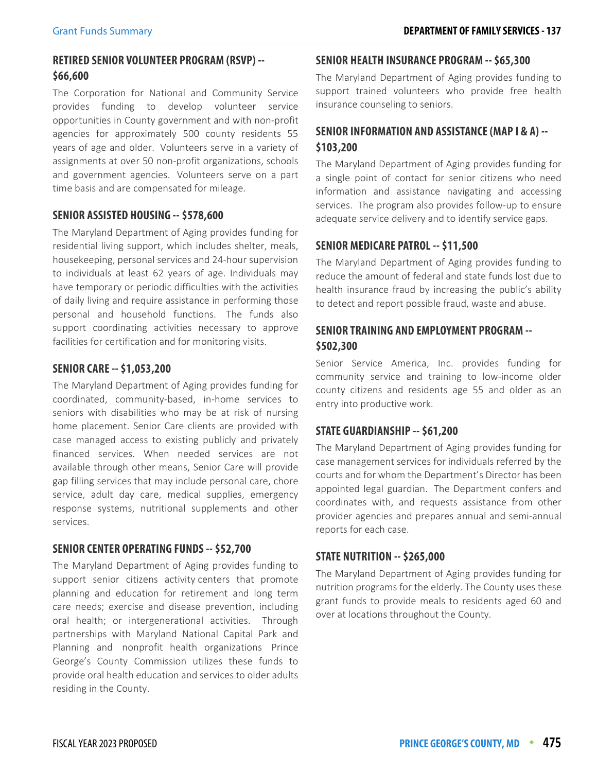### RETIRED SENIOR VOLUNTEER PROGRAM (RSVP) -- $66,600

The Corporation for National and Community Service provides funding to develop volunteer service opportunities in County government and with non-profit agencies for approximately 500 county residents 55 years of age and older. Volunteers serve in a variety of assignments at over 50 non-profit organizations, schools and government agencies. Volunteers serve on a part time basis and are compensated for mileage.

### SENIOR ASSISTED HOUSING -- $578,600

The Maryland Department of Aging provides funding for residential living support, which includes shelter, meals, housekeeping, personal services and 24-hour supervision to individuals at least 62 years of age. Individuals may have temporary or periodic difficulties with the activities of daily living and require assistance in performing those personal and household functions. The funds also support coordinating activities necessary to approve facilities for certification and for monitoring visits.

### SENIOR CARE -- $1,053,200

The Maryland Department of Aging provides funding for coordinated, community-based, in-home services to seniors with disabilities who may be at risk of nursing home placement. Senior Care clients are provided with case managed access to existing publicly and privately financed services. When needed services are not available through other means, Senior Care will provide gap filling services that may include personal care, chore service, adult day care, medical supplies, emergency response systems, nutritional supplements and other services.

### SENIOR CENTER OPERATING FUNDS -- $52,700

The Maryland Department of Aging provides funding to support senior citizens activity centers that promote planning and education for retirement and long term care needs; exercise and disease prevention, including oral health; or intergenerational activities. Through partnerships with Maryland National Capital Park and Planning and nonprofit health organizations Prince George's County Commission utilizes these funds to provide oral health education and services to older adults residing in the County.

### SENIOR HEALTH INSURANCE PROGRAM -- $65,300

The Maryland Department of Aging provides funding to support trained volunteers who provide free health insurance counseling to seniors.

### SENIOR INFORMATION AND ASSISTANCE (MAP I & A) -- $103,200

The Maryland Department of Aging provides funding for a single point of contact for senior citizens who need information and assistance navigating and accessing services. The program also provides follow-up to ensure adequate service delivery and to identify service gaps.

### SENIOR MEDICARE PATROL -- $11,500

The Maryland Department of Aging provides funding to reduce the amount of federal and state funds lost due to health insurance fraud by increasing the public's ability to detect and report possible fraud, waste and abuse.

### SENIOR TRAINING AND EMPLOYMENT PROGRAM -- $502,300

Senior Service America, Inc. provides funding for community service and training to low-income older county citizens and residents age 55 and older as an entry into productive work.

### STATE GUARDIANSHIP -- $61,200

The Maryland Department of Aging provides funding for case management services for individuals referred by the courts and for whom the Department's Director has been appointed legal guardian. The Department confers and coordinates with, and requests assistance from other provider agencies and prepares annual and semi-annual reports for each case.

### STATE NUTRITION -- $265,000

The Maryland Department of Aging provides funding for nutrition programs for the elderly. The County uses these grant funds to provide meals to residents aged 60 and over at locations throughout the County.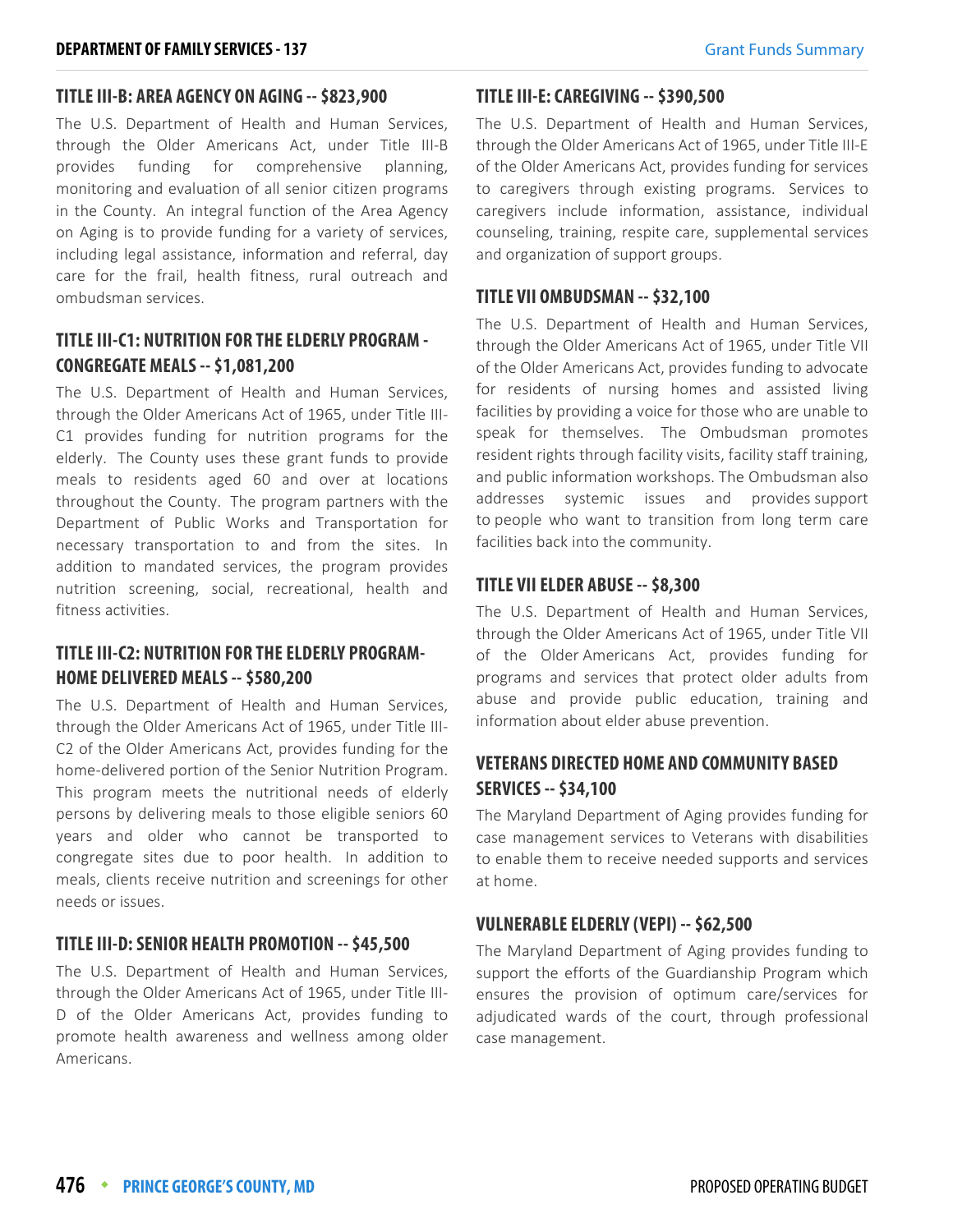### TITLE III-B: AREA AGENCY ON AGING -- $823,900

The U.S. Department of Health and Human Services, through the Older Americans Act, under Title III-B provides funding for comprehensive planning, monitoring and evaluation of all senior citizen programs in the County. An integral function of the Area Agency on Aging is to provide funding for a variety of services, including legal assistance, information and referral, day care for the frail, health fitness, rural outreach and ombudsman services.

### TITLE III-C1: NUTRITION FOR THE ELDERLY PROGRAM - CONGREGATE MEALS -- $1,081,200

The U.S. Department of Health and Human Services, through the Older Americans Act of 1965, under Title III-C1 provides funding for nutrition programs for the elderly. The County uses these grant funds to provide meals to residents aged 60 and over at locations throughout the County. The program partners with the Department of Public Works and Transportation for necessary transportation to and from the sites. In addition to mandated services, the program provides nutrition screening, social, recreational, health and fitness activities.

### TITLE III-C2: NUTRITION FOR THE ELDERLY PROGRAM- HOME DELIVERED MEALS -- $580,200

The U.S. Department of Health and Human Services, through the Older Americans Act of 1965, under Title III-C2 of the Older Americans Act, provides funding for the home-delivered portion of the Senior Nutrition Program. This program meets the nutritional needs of elderly persons by delivering meals to those eligible seniors 60 years and older who cannot be transported to congregate sites due to poor health. In addition to meals, clients receive nutrition and screenings for other needs or issues.

### TITLE III-D: SENIOR HEALTH PROMOTION -- $45,500

The U.S. Department of Health and Human Services, through the Older Americans Act of 1965, under Title III-D of the Older Americans Act, provides funding to promote health awareness and wellness among older Americans.

### TITLE III-E: CAREGIVING -- $390,500

The U.S. Department of Health and Human Services, through the Older Americans Act of 1965, under Title III-E of the Older Americans Act, provides funding for services to caregivers through existing programs. Services to caregivers include information, assistance, individual counseling, training, respite care, supplemental services and organization of support groups.

### TITLE VII OMBUDSMAN -- $32,100

The U.S. Department of Health and Human Services, through the Older Americans Act of 1965, under Title VII of the Older Americans Act, provides funding to advocate for residents of nursing homes and assisted living facilities by providing a voice for those who are unable to speak for themselves. The Ombudsman promotes resident rights through facility visits, facility staff training, and public information workshops. The Ombudsman also addresses systemic issues and provides support to people who want to transition from long term care facilities back into the community.

### TITLE VII ELDER ABUSE -- $8,300

The U.S. Department of Health and Human Services, through the Older Americans Act of 1965, under Title VII of the Older Americans Act, provides funding for programs and services that protect older adults from abuse and provide public education, training and information about elder abuse prevention.

### VETERANS DIRECTED HOME AND COMMUNITY BASED SERVICES -- $34,100

The Maryland Department of Aging provides funding for case management services to Veterans with disabilities to enable them to receive needed supports and services at home.

### VULNERABLE ELDERLY (VEPI) -- $62,500

The Maryland Department of Aging provides funding to support the efforts of the Guardianship Program which ensures the provision of optimum care/services for adjudicated wards of the court, through professional case management.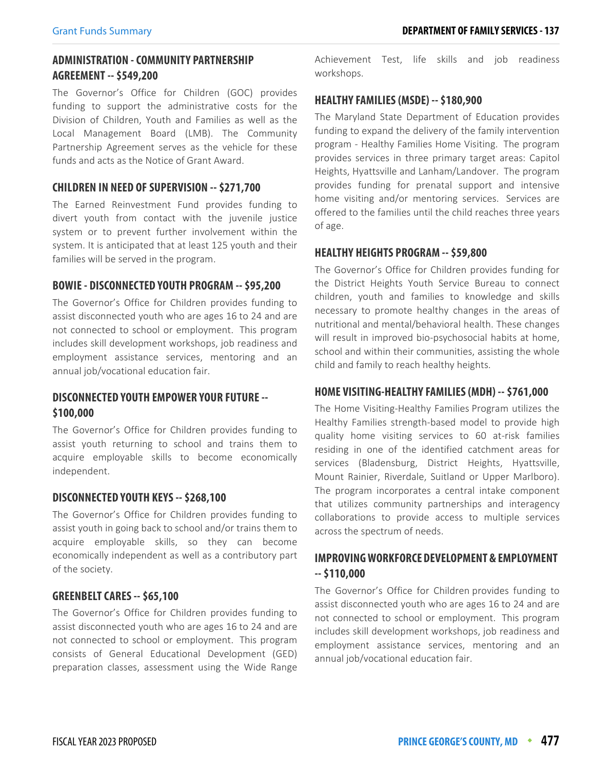## ADMINISTRATION - COMMUNITY PARTNERSHIP AGREEMENT -- $549,200

The Governor's Office for Children (GOC) provides funding to support the administrative costs for the Division of Children, Youth and Families as well as the Local Management Board (LMB). The Community Partnership Agreement serves as the vehicle for these funds and acts as the Notice of Grant Award.

## CHILDREN IN NEED OF SUPERVISION -- $271,700

The Earned Reinvestment Fund provides funding to divert youth from contact with the juvenile justice system or to prevent further involvement within the system. It is anticipated that at least 125 youth and their families will be served in the program.

## BOWIE - DISCONNECTED YOUTH PROGRAM -- $95,200

The Governor's Office for Children provides funding to assist disconnected youth who are ages 16 to 24 and are not connected to school or employment. This program includes skill development workshops, job readiness and employment assistance services, mentoring and an annual job/vocational education fair.

## DISCONNECTED YOUTH EMPOWER YOUR FUTURE -- $100,000

The Governor's Office for Children provides funding to assist youth returning to school and trains them to acquire employable skills to become economically independent.

## DISCONNECTED YOUTH KEYS -- $268,100

The Governor's Office for Children provides funding to assist youth in going back to school and/or trains them to acquire employable skills, so they can become economically independent as well as a contributory part of the society.

## GREENBELT CARES -- $65,100

The Governor's Office for Children provides funding to assist disconnected youth who are ages 16 to 24 and are not connected to school or employment. This program consists of General Educational Development (GED) preparation classes, assessment using the Wide Range Achievement Test, life skills and job readiness workshops.

## HEALTHY FAMILIES (MSDE) -- $180,900

The Maryland State Department of Education provides funding to expand the delivery of the family intervention program - Healthy Families Home Visiting. The program provides services in three primary target areas: Capitol Heights, Hyattsville and Lanham/Landover. The program provides funding for prenatal support and intensive home visiting and/or mentoring services. Services are offered to the families until the child reaches three years of age.

## HEALTHY HEIGHTS PROGRAM -- $59,800

The Governor's Office for Children provides funding for the District Heights Youth Service Bureau to connect children, youth and families to knowledge and skills necessary to promote healthy changes in the areas of nutritional and mental/behavioral health. These changes will result in improved bio-psychosocial habits at home, school and within their communities, assisting the whole child and family to reach healthy heights.

## HOME VISITING-HEALTHY FAMILIES (MDH) -- $761,000

The Home Visiting-Healthy Families Program utilizes the Healthy Families strength-based model to provide high quality home visiting services to 60 at-risk families residing in one of the identified catchment areas for services (Bladensburg, District Heights, Hyattsville, Mount Rainier, Riverdale, Suitland or Upper Marlboro). The program incorporates a central intake component that utilizes community partnerships and interagency collaborations to provide access to multiple services across the spectrum of needs.

## IMPROVING WORKFORCE DEVELOPMENT & EMPLOYMENT -- $110,000

The Governor's Office for Children provides funding to assist disconnected youth who are ages 16 to 24 and are not connected to school or employment. This program includes skill development workshops, job readiness and employment assistance services, mentoring and an annual job/vocational education fair.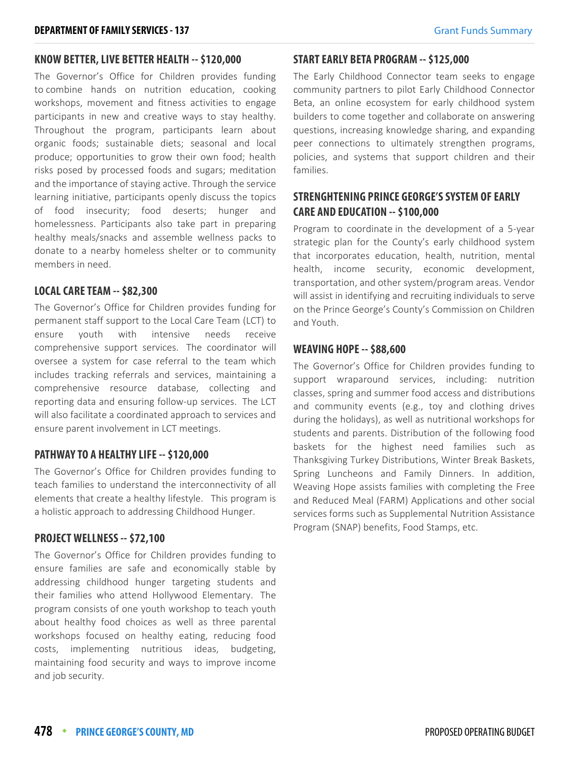### KNOW BETTER, LIVE BETTER HEALTH -- $120,000

The Governor's Office for Children provides funding to combine hands on nutrition education, cooking workshops, movement and fitness activities to engage participants in new and creative ways to stay healthy. Throughout the program, participants learn about organic foods; sustainable diets; seasonal and local produce; opportunities to grow their own food; health risks posed by processed foods and sugars; meditation and the importance of staying active. Through the service learning initiative, participants openly discuss the topics of food insecurity; food deserts; hunger and homelessness. Participants also take part in preparing healthy meals/snacks and assemble wellness packs to donate to a nearby homeless shelter or to community members in need.

### LOCAL CARE TEAM -- $82,300

The Governor's Office for Children provides funding for permanent staff support to the Local Care Team (LCT) to ensure youth with intensive needs receive comprehensive support services. The coordinator will oversee a system for case referral to the team which includes tracking referrals and services, maintaining a comprehensive resource database, collecting and reporting data and ensuring follow-up services. The LCT will also facilitate a coordinated approach to services and ensure parent involvement in LCT meetings.

### PATHWAY TO A HEALTHY LIFE -- $120,000

The Governor's Office for Children provides funding to teach families to understand the interconnectivity of all elements that create a healthy lifestyle. This program is a holistic approach to addressing Childhood Hunger.

### PROJECT WELLNESS -- $72,100

The Governor's Office for Children provides funding to ensure families are safe and economically stable by addressing childhood hunger targeting students and their families who attend Hollywood Elementary. The program consists of one youth workshop to teach youth about healthy food choices as well as three parental workshops focused on healthy eating, reducing food costs, implementing nutritious ideas, budgeting, maintaining food security and ways to improve income and job security.

### START EARLY BETA PROGRAM -- $125,000

The Early Childhood Connector team seeks to engage community partners to pilot Early Childhood Connector Beta, an online ecosystem for early childhood system builders to come together and collaborate on answering questions, increasing knowledge sharing, and expanding peer connections to ultimately strengthen programs, policies, and systems that support children and their families.

### STRENGHTENING PRINCE GEORGE'S SYSTEM OF EARLY CARE AND EDUCATION -- $100,000

Program to coordinate in the development of a 5-year strategic plan for the County's early childhood system that incorporates education, health, nutrition, mental health, income security, economic development, transportation, and other system/program areas. Vendor will assist in identifying and recruiting individuals to serve on the Prince George's County's Commission on Children and Youth.

### WEAVING HOPE -- $88,600

The Governor's Office for Children provides funding to support wraparound services, including: nutrition classes, spring and summer food access and distributions and community events (e.g., toy and clothing drives during the holidays), as well as nutritional workshops for students and parents. Distribution of the following food baskets for the highest need families such as Thanksgiving Turkey Distributions, Winter Break Baskets, Spring Luncheons and Family Dinners. In addition, Weaving Hope assists families with completing the Free and Reduced Meal (FARM) Applications and other social services forms such as Supplemental Nutrition Assistance Program (SNAP) benefits, Food Stamps, etc.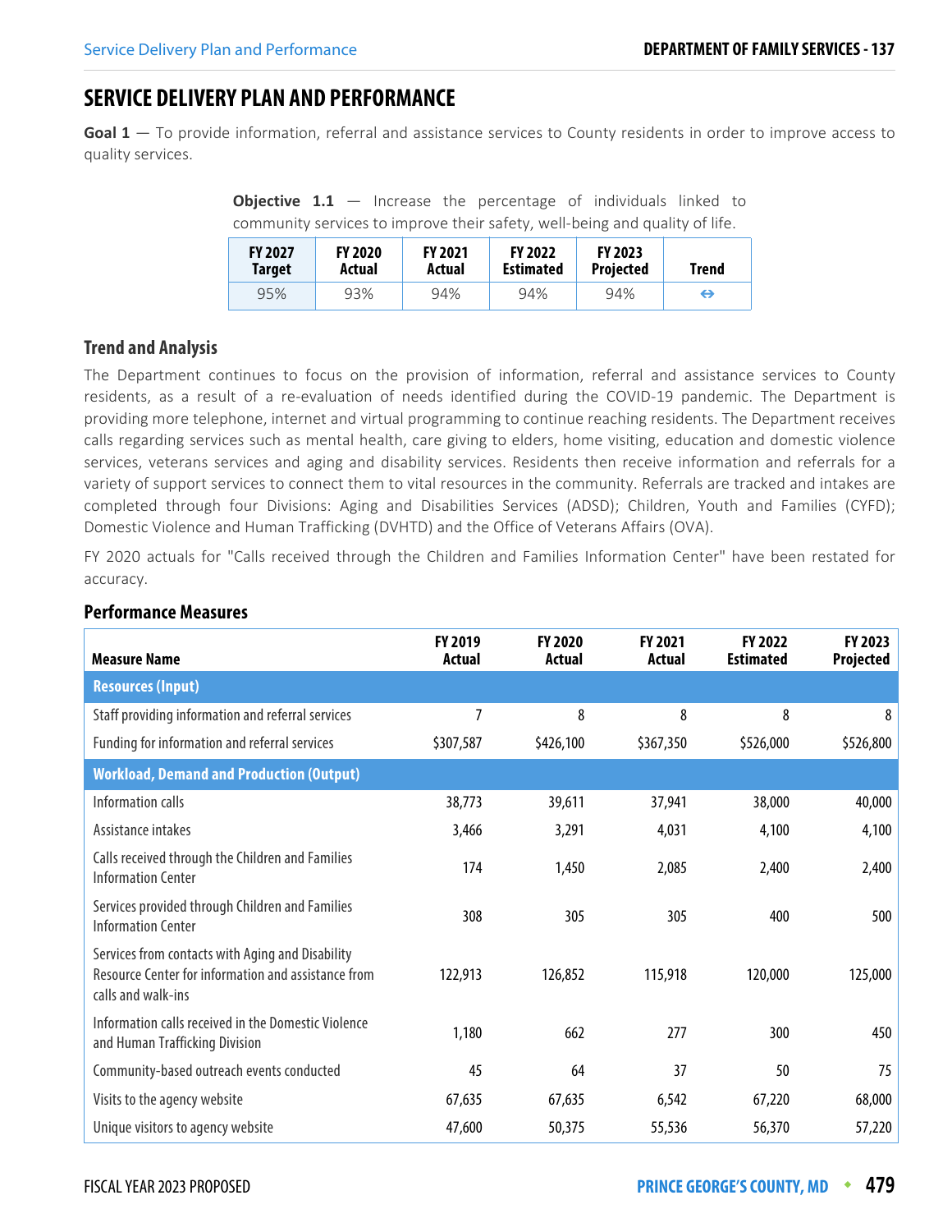# SERVICE DELIVERY PLAN AND PERFORMANCE

**Goal 1** — To provide information, referral and assistance services to County residents in order to improve access to quality services.

**Objective 1.1** — Increase the percentage of individuals linked to community services to improve their safety, well-being and quality of life.

| FY 2027 Target | FY 2020 Actual | FY 2021 Actual | FY 2022 Estimated | FY 2023 Projected | Trend |
|---|---|---|---|---|---|
| 95% | 93% | 94% | 94% | 94% | ⇔ |

### Trend and Analysis

The Department continues to focus on the provision of information, referral and assistance services to County residents, as a result of a re-evaluation of needs identified during the COVID-19 pandemic. The Department is providing more telephone, internet and virtual programming to continue reaching residents. The Department receives calls regarding services such as mental health, care giving to elders, home visiting, education and domestic violence services, veterans services and aging and disability services. Residents then receive information and referrals for a variety of support services to connect them to vital resources in the community. Referrals are tracked and intakes are completed through four Divisions: Aging and Disabilities Services (ADSD); Children, Youth and Families (CYFD); Domestic Violence and Human Trafficking (DVHTD) and the Office of Veterans Affairs (OVA).

FY 2020 actuals for "Calls received through the Children and Families Information Center" have been restated for accuracy.

### Performance Measures

| Measure Name | FY 2019 Actual | FY 2020 Actual | FY 2021 Actual | FY 2022 Estimated | FY 2023 Projected |
|---|---|---|---|---|---|
| **Resources (Input)** | | | | | |
| Staff providing information and referral services | 7 | 8 | 8 | 8 | 8 |
| Funding for information and referral services | $307,587 | $426,100 | $367,350 | $526,000 | $526,800 |
| **Workload, Demand and Production (Output)** | | | | | |
| Information calls | 38,773 | 39,611 | 37,941 | 38,000 | 40,000 |
| Assistance intakes | 3,466 | 3,291 | 4,031 | 4,100 | 4,100 |
| Calls received through the Children and Families Information Center | 174 | 1,450 | 2,085 | 2,400 | 2,400 |
| Services provided through Children and Families Information Center | 308 | 305 | 305 | 400 | 500 |
| Services from contacts with Aging and Disability Resource Center for information and assistance from calls and walk-ins | 122,913 | 126,852 | 115,918 | 120,000 | 125,000 |
| Information calls received in the Domestic Violence and Human Trafficking Division | 1,180 | 662 | 277 | 300 | 450 |
| Community-based outreach events conducted | 45 | 64 | 37 | 50 | 75 |
| Visits to the agency website | 67,635 | 67,635 | 6,542 | 67,220 | 68,000 |
| Unique visitors to agency website | 47,600 | 50,375 | 55,536 | 56,370 | 57,220 |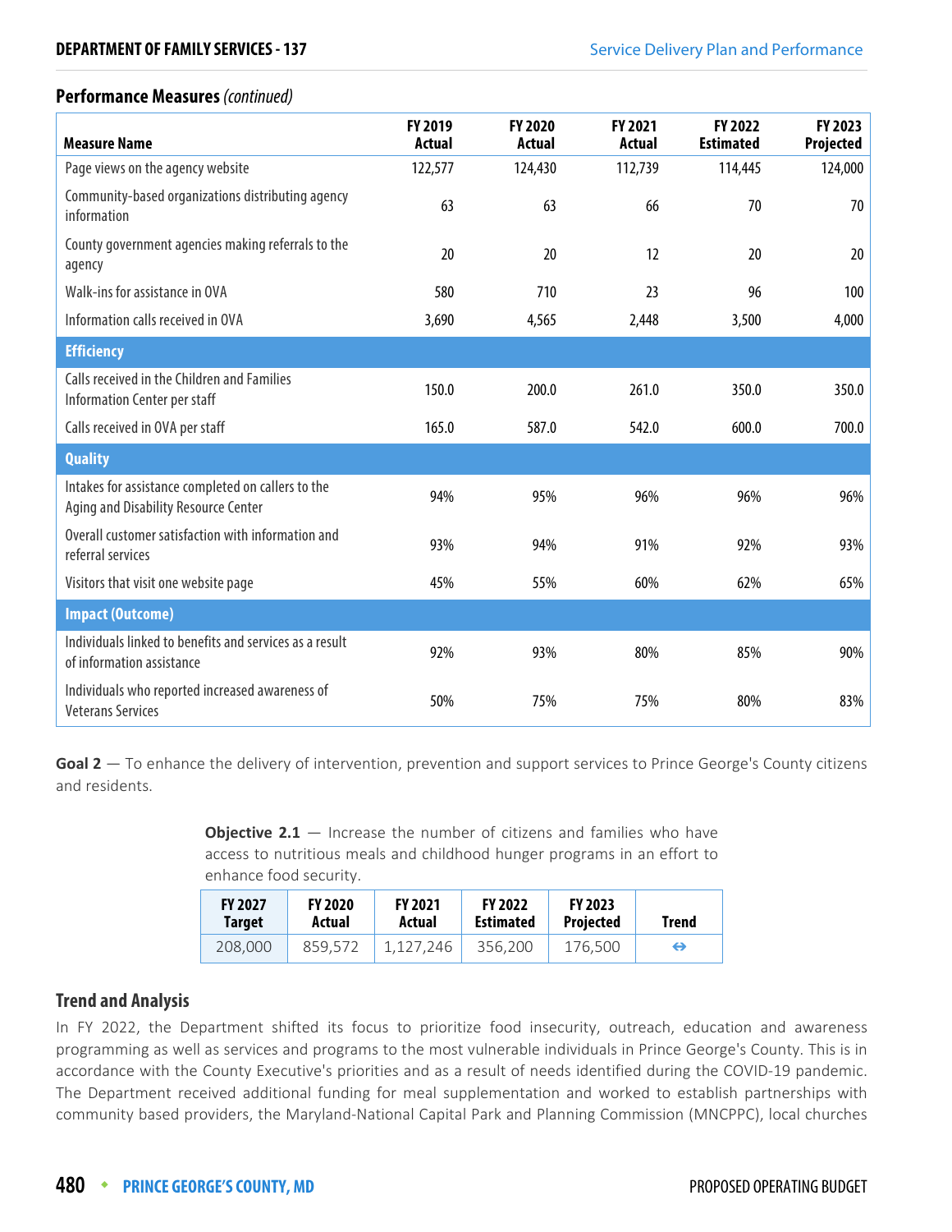## Performance Measures *(continued)*

| Measure Name | FY 2019 Actual | FY 2020 Actual | FY 2021 Actual | FY 2022 Estimated | FY 2023 Projected |
|---|---|---|---|---|---|
| Page views on the agency website | 122,577 | 124,430 | 112,739 | 114,445 | 124,000 |
| Community-based organizations distributing agency information | 63 | 63 | 66 | 70 | 70 |
| County government agencies making referrals to the agency | 20 | 20 | 12 | 20 | 20 |
| Walk-ins for assistance in OVA | 580 | 710 | 23 | 96 | 100 |
| Information calls received in OVA | 3,690 | 4,565 | 2,448 | 3,500 | 4,000 |
| **Efficiency** | | | | | |
| Calls received in the Children and Families Information Center per staff | 150.0 | 200.0 | 261.0 | 350.0 | 350.0 |
| Calls received in OVA per staff | 165.0 | 587.0 | 542.0 | 600.0 | 700.0 |
| **Quality** | | | | | |
| Intakes for assistance completed on callers to the Aging and Disability Resource Center | 94% | 95% | 96% | 96% | 96% |
| Overall customer satisfaction with information and referral services | 93% | 94% | 91% | 92% | 93% |
| Visitors that visit one website page | 45% | 55% | 60% | 62% | 65% |
| **Impact (Outcome)** | | | | | |
| Individuals linked to benefits and services as a result of information assistance | 92% | 93% | 80% | 85% | 90% |
| Individuals who reported increased awareness of Veterans Services | 50% | 75% | 75% | 80% | 83% |

**Goal 2** — To enhance the delivery of intervention, prevention and support services to Prince George's County citizens and residents.

**Objective 2.1** — Increase the number of citizens and families who have access to nutritious meals and childhood hunger programs in an effort to enhance food security.

| FY 2027 Target | FY 2020 Actual | FY 2021 Actual | FY 2022 Estimated | FY 2023 Projected | Trend |
|---|---|---|---|---|---|
| 208,000 | 859,572 | 1,127,246 | 356,200 | 176,500 | ⇔ |

## Trend and Analysis

In FY 2022, the Department shifted its focus to prioritize food insecurity, outreach, education and awareness programming as well as services and programs to the most vulnerable individuals in Prince George's County. This is in accordance with the County Executive's priorities and as a result of needs identified during the COVID-19 pandemic. The Department received additional funding for meal supplementation and worked to establish partnerships with community based providers, the Maryland-National Capital Park and Planning Commission (MNCPPC), local churches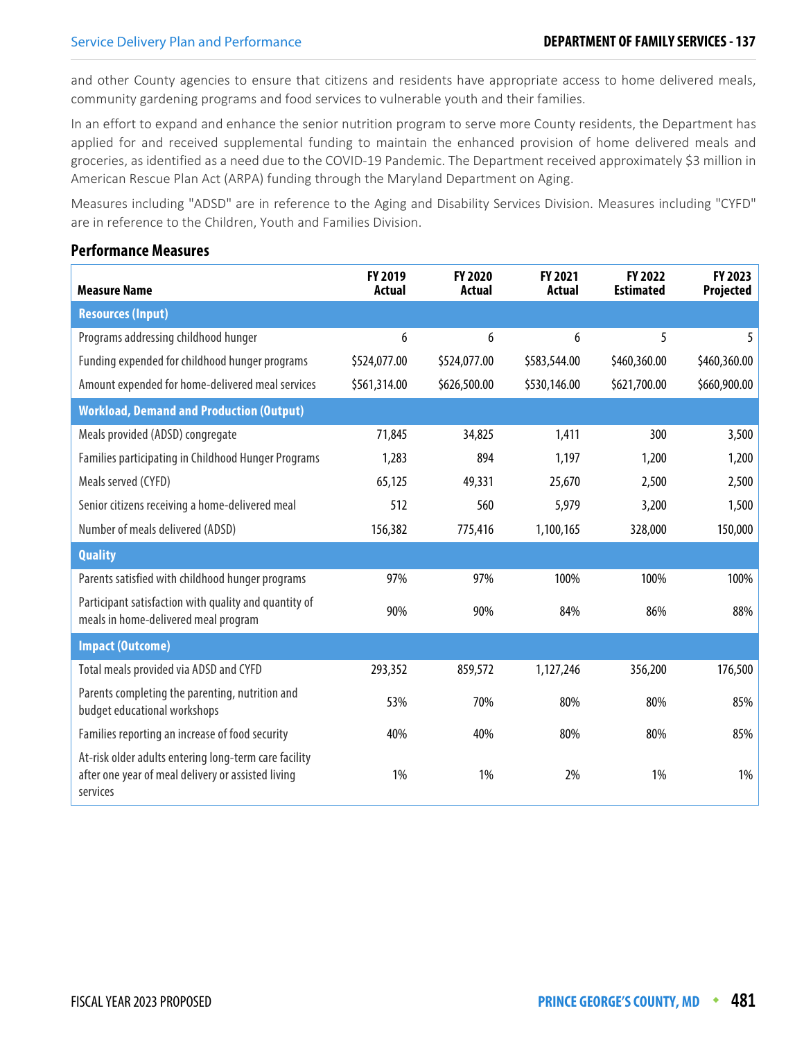and other County agencies to ensure that citizens and residents have appropriate access to home delivered meals, community gardening programs and food services to vulnerable youth and their families.

In an effort to expand and enhance the senior nutrition program to serve more County residents, the Department has applied for and received supplemental funding to maintain the enhanced provision of home delivered meals and groceries, as identified as a need due to the COVID-19 Pandemic. The Department received approximately $3 million in American Rescue Plan Act (ARPA) funding through the Maryland Department on Aging.

Measures including "ADSD" are in reference to the Aging and Disability Services Division. Measures including "CYFD" are in reference to the Children, Youth and Families Division.

## Performance Measures

| Measure Name | FY 2019 Actual | FY 2020 Actual | FY 2021 Actual | FY 2022 Estimated | FY 2023 Projected |
|---|---|---|---|---|---|
| **Resources (Input)** | | | | | |
| Programs addressing childhood hunger | 6 | 6 | 6 | 5 | 5 |
| Funding expended for childhood hunger programs | $524,077.00 | $524,077.00 | $583,544.00 | $460,360.00 | $460,360.00 |
| Amount expended for home-delivered meal services | $561,314.00 | $626,500.00 | $530,146.00 | $621,700.00 | $660,900.00 |
| **Workload, Demand and Production (Output)** | | | | | |
| Meals provided (ADSD) congregate | 71,845 | 34,825 | 1,411 | 300 | 3,500 |
| Families participating in Childhood Hunger Programs | 1,283 | 894 | 1,197 | 1,200 | 1,200 |
| Meals served (CYFD) | 65,125 | 49,331 | 25,670 | 2,500 | 2,500 |
| Senior citizens receiving a home-delivered meal | 512 | 560 | 5,979 | 3,200 | 1,500 |
| Number of meals delivered (ADSD) | 156,382 | 775,416 | 1,100,165 | 328,000 | 150,000 |
| **Quality** | | | | | |
| Parents satisfied with childhood hunger programs | 97% | 97% | 100% | 100% | 100% |
| Participant satisfaction with quality and quantity of meals in home-delivered meal program | 90% | 90% | 84% | 86% | 88% |
| **Impact (Outcome)** | | | | | |
| Total meals provided via ADSD and CYFD | 293,352 | 859,572 | 1,127,246 | 356,200 | 176,500 |
| Parents completing the parenting, nutrition and budget educational workshops | 53% | 70% | 80% | 80% | 85% |
| Families reporting an increase of food security | 40% | 40% | 80% | 80% | 85% |
| At-risk older adults entering long-term care facility after one year of meal delivery or assisted living services | 1% | 1% | 2% | 1% | 1% |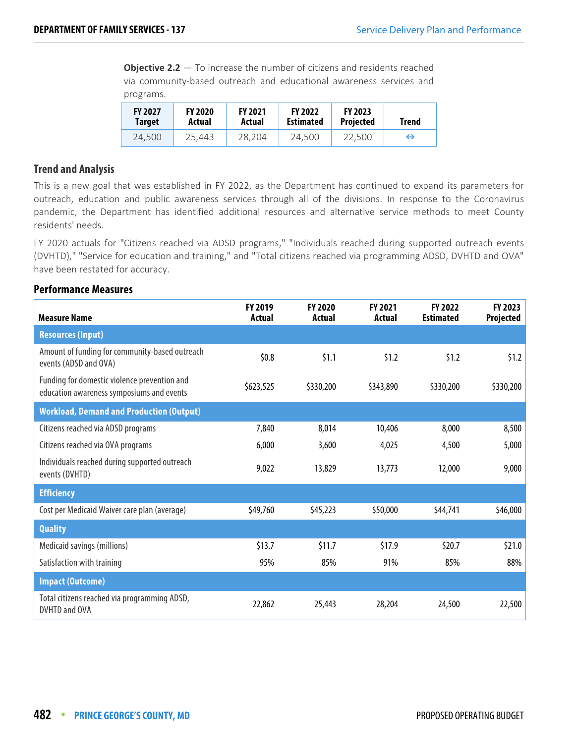**Objective 2.2** — To increase the number of citizens and residents reached via community-based outreach and educational awareness services and programs.

| FY 2027 Target | FY 2020 Actual | FY 2021 Actual | FY 2022 Estimated | FY 2023 Projected | Trend |
|---|---|---|---|---|---|
| 24,500 | 25,443 | 28,204 | 24,500 | 22,500 | ⇔ |

### Trend and Analysis

This is a new goal that was established in FY 2022, as the Department has continued to expand its parameters for outreach, education and public awareness services through all of the divisions. In response to the Coronavirus pandemic, the Department has identified additional resources and alternative service methods to meet County residents' needs.

FY 2020 actuals for "Citizens reached via ADSD programs," "Individuals reached during supported outreach events (DVHTD)," "Service for education and training," and "Total citizens reached via programming ADSD, DVHTD and OVA" have been restated for accuracy.

### Performance Measures

| Measure Name | FY 2019 Actual | FY 2020 Actual | FY 2021 Actual | FY 2022 Estimated | FY 2023 Projected |
|---|---|---|---|---|---|
| **Resources (Input)** | | | | | |
| Amount of funding for community-based outreach events (ADSD and OVA) | $0.8 | $1.1 | $1.2 | $1.2 | $1.2 |
| Funding for domestic violence prevention and education awareness symposiums and events | $623,525 | $330,200 | $343,890 | $330,200 | $330,200 |
| **Workload, Demand and Production (Output)** | | | | | |
| Citizens reached via ADSD programs | 7,840 | 8,014 | 10,406 | 8,000 | 8,500 |
| Citizens reached via OVA programs | 6,000 | 3,600 | 4,025 | 4,500 | 5,000 |
| Individuals reached during supported outreach events (DVHTD) | 9,022 | 13,829 | 13,773 | 12,000 | 9,000 |
| **Efficiency** | | | | | |
| Cost per Medicaid Waiver care plan (average) | $49,760 | $45,223 | $50,000 | $44,741 | $46,000 |
| **Quality** | | | | | |
| Medicaid savings (millions) | $13.7 | $11.7 | $17.9 | $20.7 | $21.0 |
| Satisfaction with training | 95% | 85% | 91% | 85% | 88% |
| **Impact (Outcome)** | | | | | |
| Total citizens reached via programming ADSD, DVHTD and OVA | 22,862 | 25,443 | 28,204 | 24,500 | 22,500 |